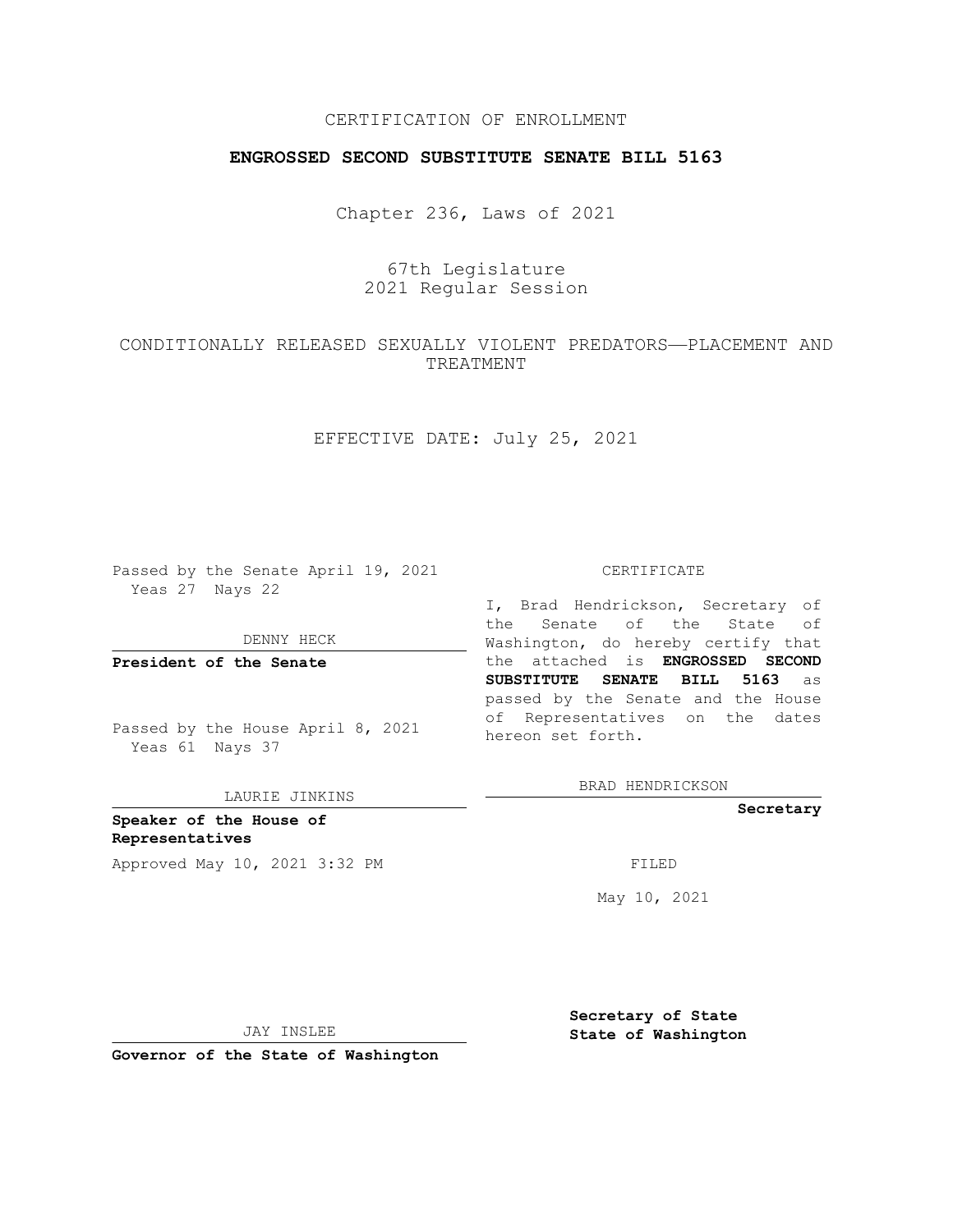CERTIFICATION OF ENROLLMENT

**ENGROSSED SECOND SUBSTITUTE SENATE BILL 5163**

Chapter 236, Laws of 2021

67th Legislature
2021 Regular Session

CONDITIONALLY RELEASED SEXUALLY VIOLENT PREDATORS—PLACEMENT AND TREATMENT

EFFECTIVE DATE: July 25, 2021

Passed by the Senate April 19, 2021
Yeas 27 Nays 22

DENNY HECK

**President of the Senate**

Passed by the House April 8, 2021
Yeas 61 Nays 37

LAURIE JINKINS

**Speaker of the House of Representatives**

Approved May 10, 2021 3:32 PM

JAY INSLEE

**Governor of the State of Washington**

CERTIFICATE

I, Brad Hendrickson, Secretary of the Senate of the State of Washington, do hereby certify that the attached is **ENGROSSED SECOND SUBSTITUTE SENATE BILL 5163** as passed by the Senate and the House of Representatives on the dates hereon set forth.

BRAD HENDRICKSON

**Secretary**

FILED

May 10, 2021

**Secretary of State**
**State of Washington**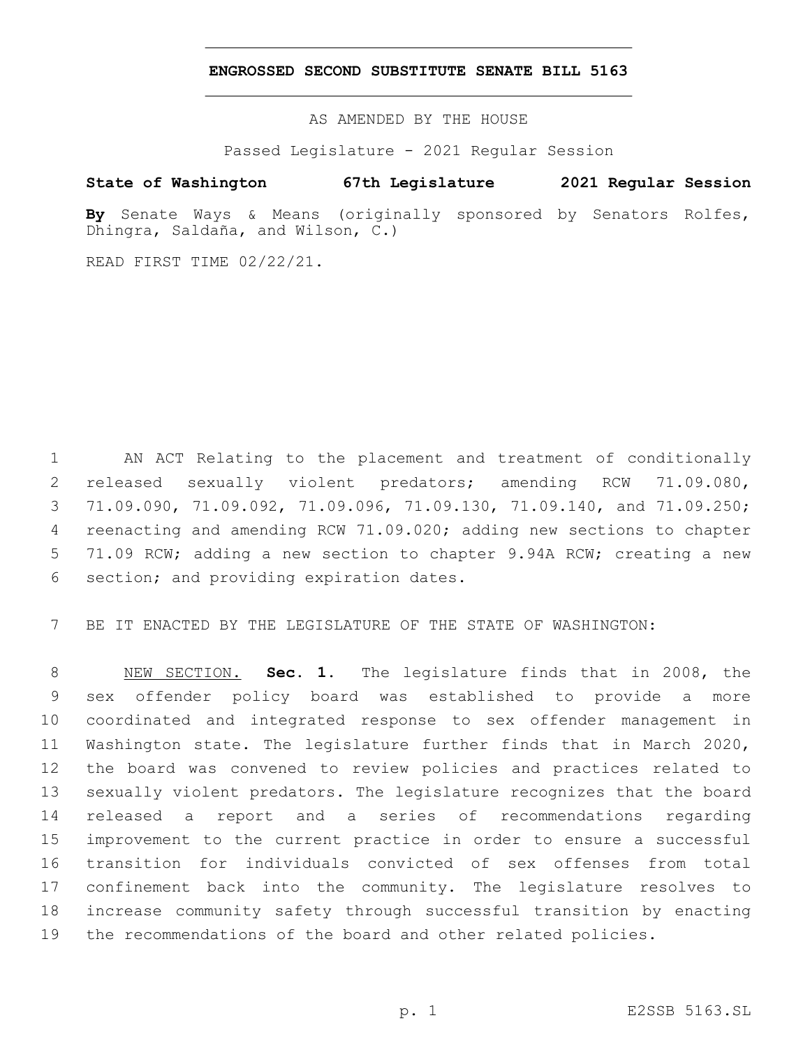# ENGROSSED SECOND SUBSTITUTE SENATE BILL 5163

AS AMENDED BY THE HOUSE

Passed Legislature - 2021 Regular Session

**State of Washington 67th Legislature 2021 Regular Session**

**By** Senate Ways & Means (originally sponsored by Senators Rolfes, Dhingra, Saldaña, and Wilson, C.)

READ FIRST TIME 02/22/21.

AN ACT Relating to the placement and treatment of conditionally released sexually violent predators; amending RCW 71.09.080, 71.09.090, 71.09.092, 71.09.096, 71.09.130, 71.09.140, and 71.09.250; reenacting and amending RCW 71.09.020; adding new sections to chapter 71.09 RCW; adding a new section to chapter 9.94A RCW; creating a new section; and providing expiration dates.

BE IT ENACTED BY THE LEGISLATURE OF THE STATE OF WASHINGTON:

NEW SECTION. **Sec. 1.** The legislature finds that in 2008, the sex offender policy board was established to provide a more coordinated and integrated response to sex offender management in Washington state. The legislature further finds that in March 2020, the board was convened to review policies and practices related to sexually violent predators. The legislature recognizes that the board released a report and a series of recommendations regarding improvement to the current practice in order to ensure a successful transition for individuals convicted of sex offenses from total confinement back into the community. The legislature resolves to increase community safety through successful transition by enacting the recommendations of the board and other related policies.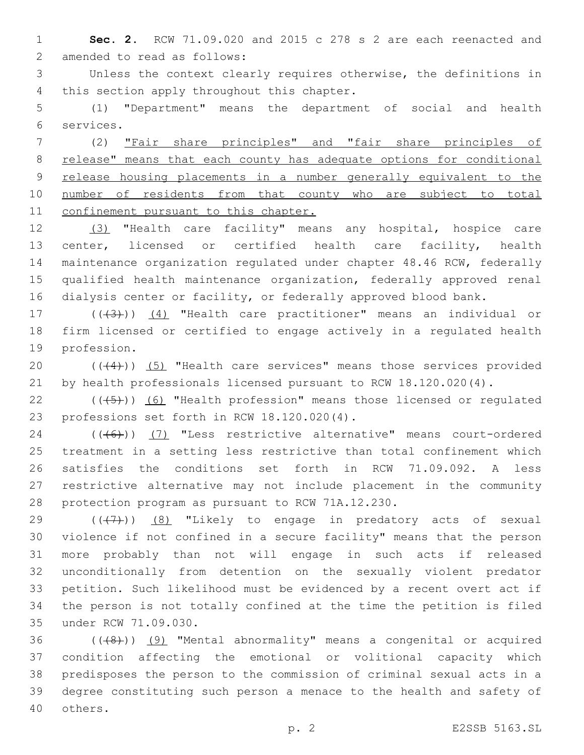**Sec. 2.** RCW 71.09.020 and 2015 c 278 s 2 are each reenacted and amended to read as follows:

Unless the context clearly requires otherwise, the definitions in this section apply throughout this chapter.

(1) "Department" means the department of social and health services.

(2) "Fair share principles" and "fair share principles of release" means that each county has adequate options for conditional release housing placements in a number generally equivalent to the number of residents from that county who are subject to total confinement pursuant to this chapter.

(3) "Health care facility" means any hospital, hospice care center, licensed or certified health care facility, health maintenance organization regulated under chapter 48.46 RCW, federally qualified health maintenance organization, federally approved renal dialysis center or facility, or federally approved blood bank.

(((3))) (4) "Health care practitioner" means an individual or firm licensed or certified to engage actively in a regulated health profession.

(((4))) (5) "Health care services" means those services provided by health professionals licensed pursuant to RCW 18.120.020(4).

(((5))) (6) "Health profession" means those licensed or regulated professions set forth in RCW 18.120.020(4).

(((6))) (7) "Less restrictive alternative" means court-ordered treatment in a setting less restrictive than total confinement which satisfies the conditions set forth in RCW 71.09.092. A less restrictive alternative may not include placement in the community protection program as pursuant to RCW 71A.12.230.

(((7))) (8) "Likely to engage in predatory acts of sexual violence if not confined in a secure facility" means that the person more probably than not will engage in such acts if released unconditionally from detention on the sexually violent predator petition. Such likelihood must be evidenced by a recent overt act if the person is not totally confined at the time the petition is filed under RCW 71.09.030.

(((8))) (9) "Mental abnormality" means a congenital or acquired condition affecting the emotional or volitional capacity which predisposes the person to the commission of criminal sexual acts in a degree constituting such person a menace to the health and safety of others.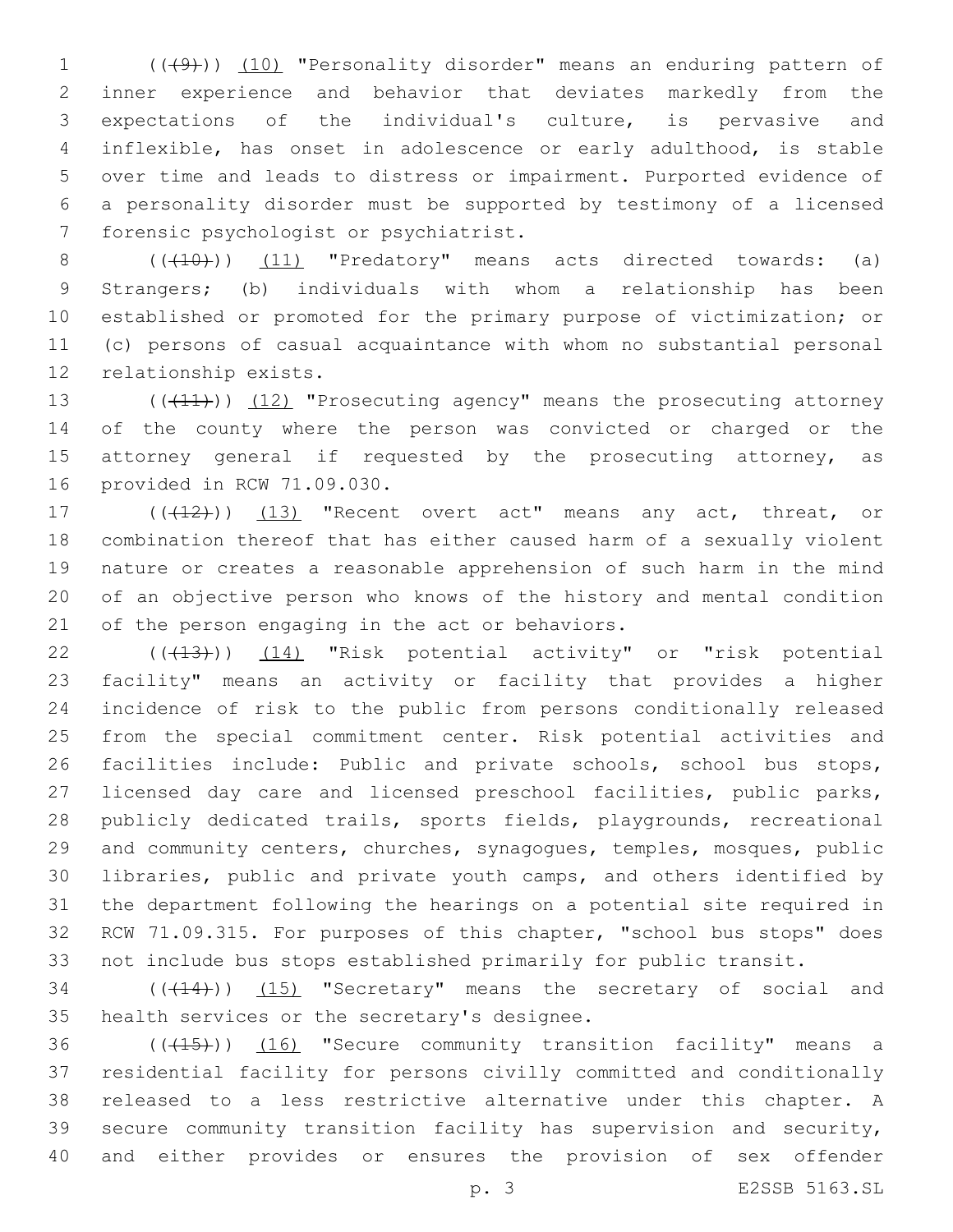(((9))) (10) "Personality disorder" means an enduring pattern of inner experience and behavior that deviates markedly from the expectations of the individual's culture, is pervasive and inflexible, has onset in adolescence or early adulthood, is stable over time and leads to distress or impairment. Purported evidence of a personality disorder must be supported by testimony of a licensed forensic psychologist or psychiatrist.

(((10))) (11) "Predatory" means acts directed towards: (a) Strangers; (b) individuals with whom a relationship has been established or promoted for the primary purpose of victimization; or (c) persons of casual acquaintance with whom no substantial personal relationship exists.

(((11))) (12) "Prosecuting agency" means the prosecuting attorney of the county where the person was convicted or charged or the attorney general if requested by the prosecuting attorney, as provided in RCW 71.09.030.

(((12))) (13) "Recent overt act" means any act, threat, or combination thereof that has either caused harm of a sexually violent nature or creates a reasonable apprehension of such harm in the mind of an objective person who knows of the history and mental condition of the person engaging in the act or behaviors.

(((13))) (14) "Risk potential activity" or "risk potential facility" means an activity or facility that provides a higher incidence of risk to the public from persons conditionally released from the special commitment center. Risk potential activities and facilities include: Public and private schools, school bus stops, licensed day care and licensed preschool facilities, public parks, publicly dedicated trails, sports fields, playgrounds, recreational and community centers, churches, synagogues, temples, mosques, public libraries, public and private youth camps, and others identified by the department following the hearings on a potential site required in RCW 71.09.315. For purposes of this chapter, "school bus stops" does not include bus stops established primarily for public transit.

(((14))) (15) "Secretary" means the secretary of social and health services or the secretary's designee.

(((15))) (16) "Secure community transition facility" means a residential facility for persons civilly committed and conditionally released to a less restrictive alternative under this chapter. A secure community transition facility has supervision and security, and either provides or ensures the provision of sex offender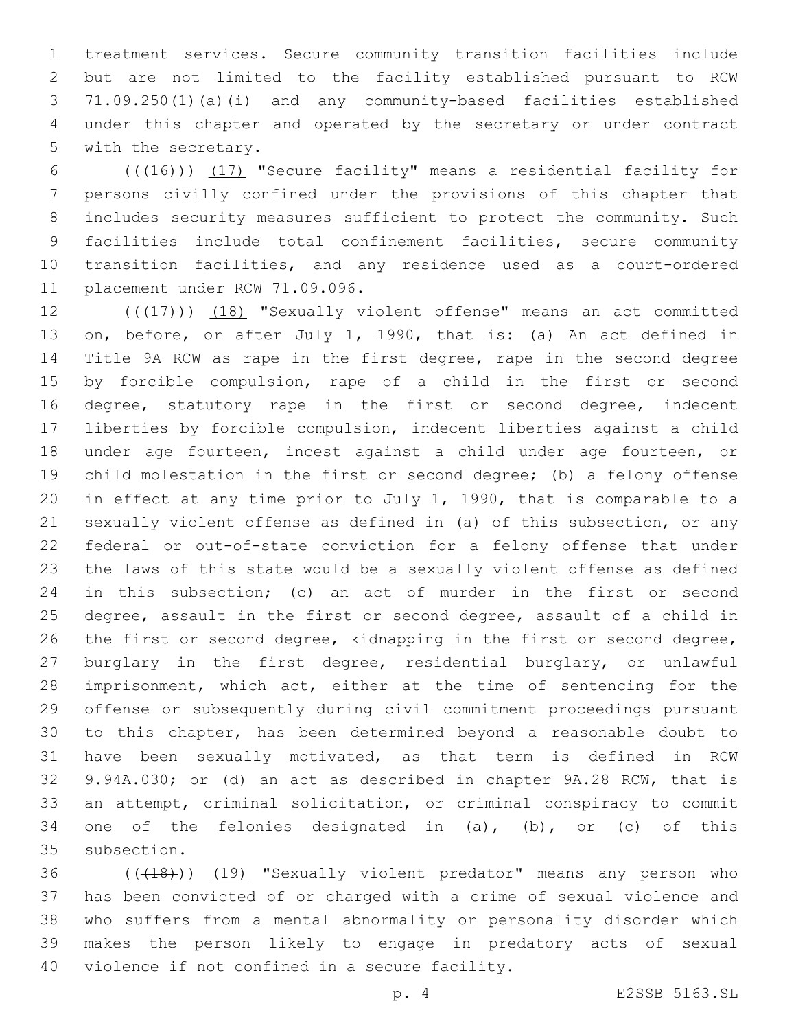treatment services. Secure community transition facilities include but are not limited to the facility established pursuant to RCW 71.09.250(1)(a)(i) and any community-based facilities established under this chapter and operated by the secretary or under contract with the secretary.

(((16))) (17) "Secure facility" means a residential facility for persons civilly confined under the provisions of this chapter that includes security measures sufficient to protect the community. Such facilities include total confinement facilities, secure community transition facilities, and any residence used as a court-ordered placement under RCW 71.09.096.

(((17))) (18) "Sexually violent offense" means an act committed on, before, or after July 1, 1990, that is: (a) An act defined in Title 9A RCW as rape in the first degree, rape in the second degree by forcible compulsion, rape of a child in the first or second degree, statutory rape in the first or second degree, indecent liberties by forcible compulsion, indecent liberties against a child under age fourteen, incest against a child under age fourteen, or child molestation in the first or second degree; (b) a felony offense in effect at any time prior to July 1, 1990, that is comparable to a sexually violent offense as defined in (a) of this subsection, or any federal or out-of-state conviction for a felony offense that under the laws of this state would be a sexually violent offense as defined in this subsection; (c) an act of murder in the first or second degree, assault in the first or second degree, assault of a child in the first or second degree, kidnapping in the first or second degree, burglary in the first degree, residential burglary, or unlawful imprisonment, which act, either at the time of sentencing for the offense or subsequently during civil commitment proceedings pursuant to this chapter, has been determined beyond a reasonable doubt to have been sexually motivated, as that term is defined in RCW 9.94A.030; or (d) an act as described in chapter 9A.28 RCW, that is an attempt, criminal solicitation, or criminal conspiracy to commit one of the felonies designated in (a), (b), or (c) of this subsection.

(((18))) (19) "Sexually violent predator" means any person who has been convicted of or charged with a crime of sexual violence and who suffers from a mental abnormality or personality disorder which makes the person likely to engage in predatory acts of sexual violence if not confined in a secure facility.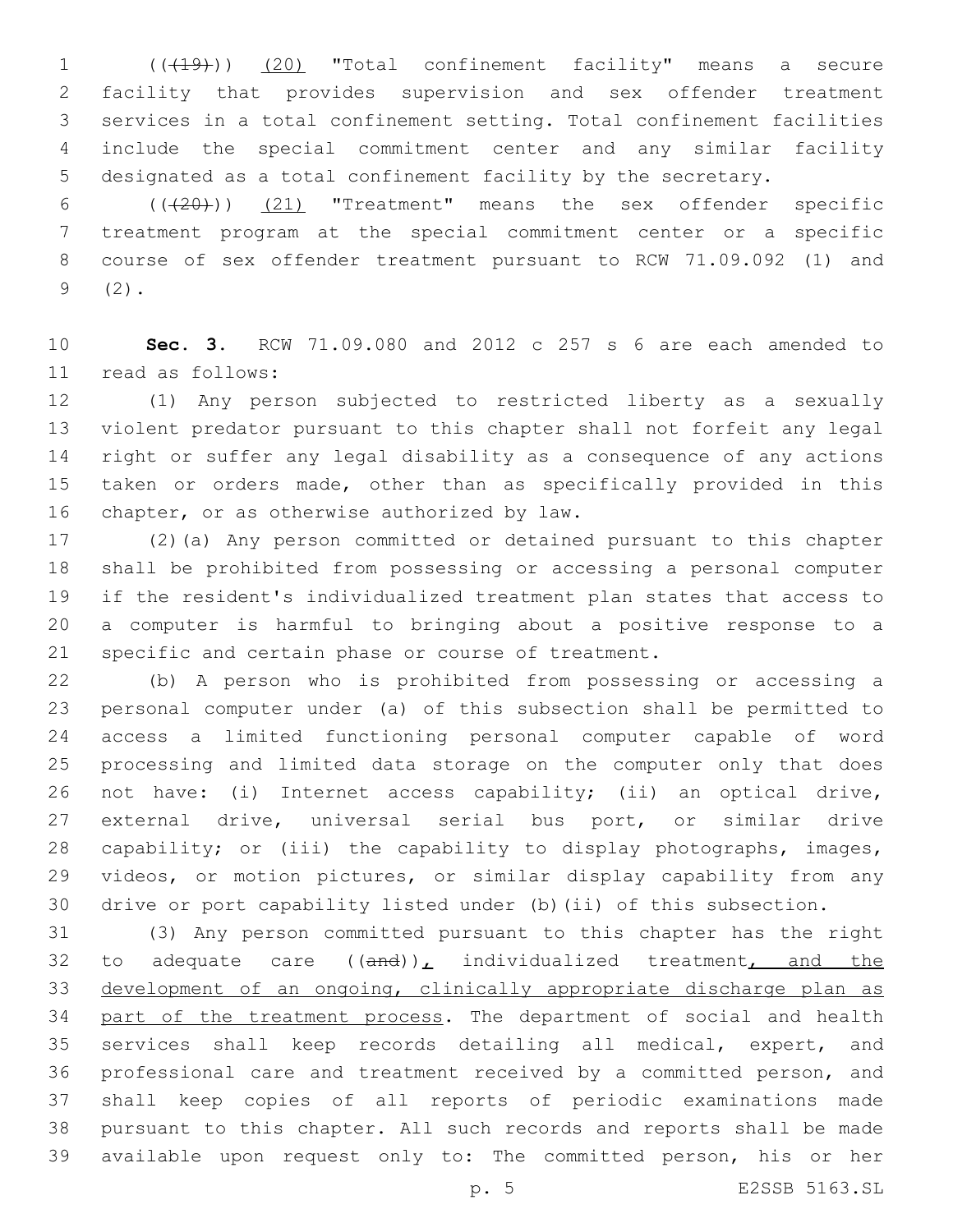(((19))) <u>(20)</u> "Total confinement facility" means a secure facility that provides supervision and sex offender treatment services in a total confinement setting. Total confinement facilities include the special commitment center and any similar facility designated as a total confinement facility by the secretary.

(((20))) <u>(21)</u> "Treatment" means the sex offender specific treatment program at the special commitment center or a specific course of sex offender treatment pursuant to RCW 71.09.092 (1) and (2).

**Sec. 3.** RCW 71.09.080 and 2012 c 257 s 6 are each amended to read as follows:

(1) Any person subjected to restricted liberty as a sexually violent predator pursuant to this chapter shall not forfeit any legal right or suffer any legal disability as a consequence of any actions taken or orders made, other than as specifically provided in this chapter, or as otherwise authorized by law.

(2)(a) Any person committed or detained pursuant to this chapter shall be prohibited from possessing or accessing a personal computer if the resident's individualized treatment plan states that access to a computer is harmful to bringing about a positive response to a specific and certain phase or course of treatment.

(b) A person who is prohibited from possessing or accessing a personal computer under (a) of this subsection shall be permitted to access a limited functioning personal computer capable of word processing and limited data storage on the computer only that does not have: (i) Internet access capability; (ii) an optical drive, external drive, universal serial bus port, or similar drive capability; or (iii) the capability to display photographs, images, videos, or motion pictures, or similar display capability from any drive or port capability listed under (b)(ii) of this subsection.

(3) Any person committed pursuant to this chapter has the right to adequate care ((and))<u>,</u> individualized treatment<u>, and the development of an ongoing, clinically appropriate discharge plan as part of the treatment process</u>. The department of social and health services shall keep records detailing all medical, expert, and professional care and treatment received by a committed person, and shall keep copies of all reports of periodic examinations made pursuant to this chapter. All such records and reports shall be made available upon request only to: The committed person, his or her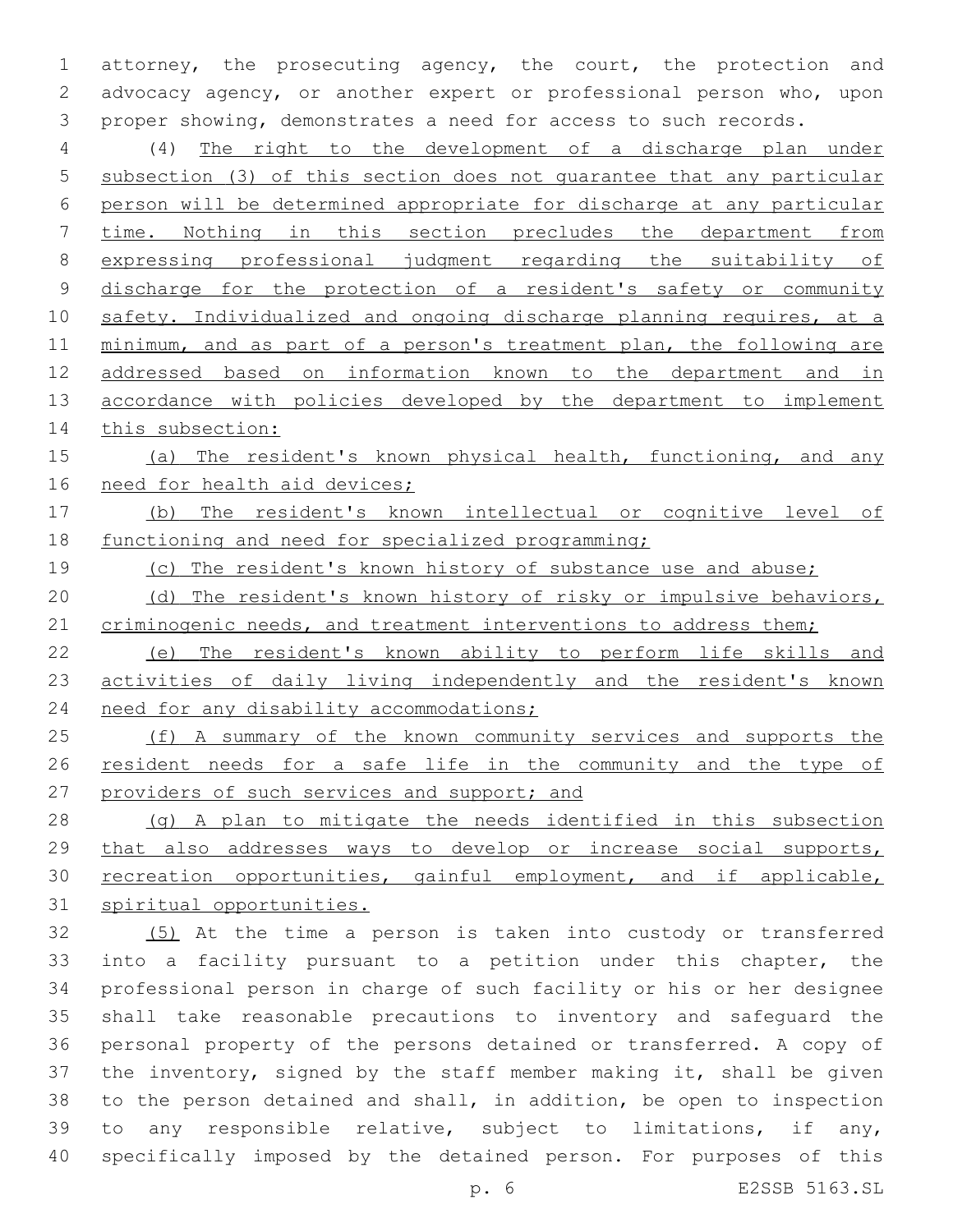attorney, the prosecuting agency, the court, the protection and advocacy agency, or another expert or professional person who, upon proper showing, demonstrates a need for access to such records.

(4) The right to the development of a discharge plan under subsection (3) of this section does not guarantee that any particular person will be determined appropriate for discharge at any particular time. Nothing in this section precludes the department from expressing professional judgment regarding the suitability of discharge for the protection of a resident's safety or community safety. Individualized and ongoing discharge planning requires, at a minimum, and as part of a person's treatment plan, the following are addressed based on information known to the department and in accordance with policies developed by the department to implement this subsection:

(a) The resident's known physical health, functioning, and any need for health aid devices;

(b) The resident's known intellectual or cognitive level of functioning and need for specialized programming;

(c) The resident's known history of substance use and abuse;

(d) The resident's known history of risky or impulsive behaviors, criminogenic needs, and treatment interventions to address them;

(e) The resident's known ability to perform life skills and activities of daily living independently and the resident's known need for any disability accommodations;

(f) A summary of the known community services and supports the resident needs for a safe life in the community and the type of providers of such services and support; and

(g) A plan to mitigate the needs identified in this subsection that also addresses ways to develop or increase social supports, recreation opportunities, gainful employment, and if applicable, spiritual opportunities.

(5) At the time a person is taken into custody or transferred into a facility pursuant to a petition under this chapter, the professional person in charge of such facility or his or her designee shall take reasonable precautions to inventory and safeguard the personal property of the persons detained or transferred. A copy of the inventory, signed by the staff member making it, shall be given to the person detained and shall, in addition, be open to inspection to any responsible relative, subject to limitations, if any, specifically imposed by the detained person. For purposes of this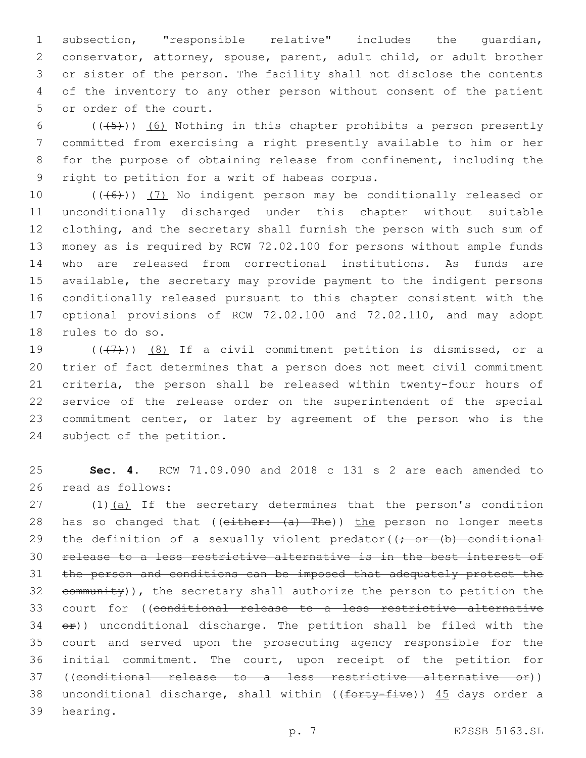subsection, "responsible relative" includes the guardian, conservator, attorney, spouse, parent, adult child, or adult brother or sister of the person. The facility shall not disclose the contents of the inventory to any other person without consent of the patient or order of the court.

(((5))) (6) Nothing in this chapter prohibits a person presently committed from exercising a right presently available to him or her for the purpose of obtaining release from confinement, including the right to petition for a writ of habeas corpus.

(((6))) (7) No indigent person may be conditionally released or unconditionally discharged under this chapter without suitable clothing, and the secretary shall furnish the person with such sum of money as is required by RCW 72.02.100 for persons without ample funds who are released from correctional institutions. As funds are available, the secretary may provide payment to the indigent persons conditionally released pursuant to this chapter consistent with the optional provisions of RCW 72.02.100 and 72.02.110, and may adopt rules to do so.

(((7))) (8) If a civil commitment petition is dismissed, or a trier of fact determines that a person does not meet civil commitment criteria, the person shall be released within twenty-four hours of service of the release order on the superintendent of the special commitment center, or later by agreement of the person who is the subject of the petition.

**Sec. 4.** RCW 71.09.090 and 2018 c 131 s 2 are each amended to read as follows:

(1)(a) If the secretary determines that the person's condition has so changed that ((either: (a) The)) the person no longer meets the definition of a sexually violent predator((; or (b) conditional release to a less restrictive alternative is in the best interest of the person and conditions can be imposed that adequately protect the community)), the secretary shall authorize the person to petition the court for ((conditional release to a less restrictive alternative or)) unconditional discharge. The petition shall be filed with the court and served upon the prosecuting agency responsible for the initial commitment. The court, upon receipt of the petition for ((conditional release to a less restrictive alternative or)) unconditional discharge, shall within ((forty-five)) 45 days order a hearing.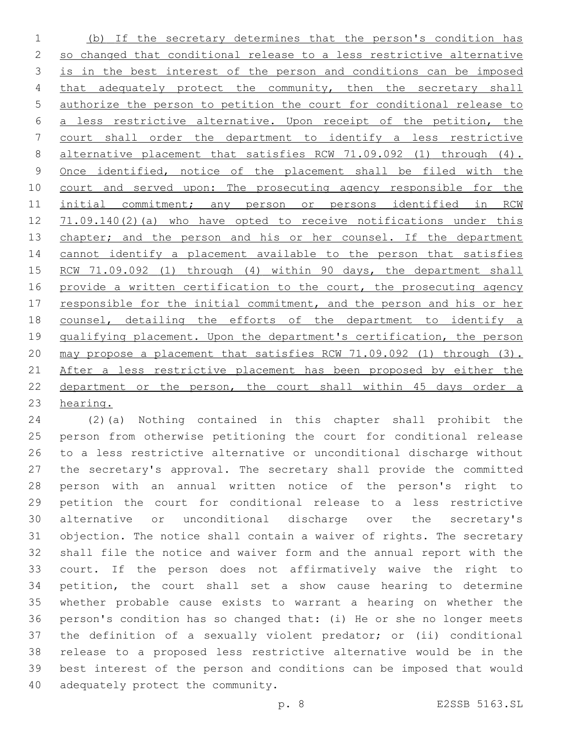(b) If the secretary determines that the person's condition has so changed that conditional release to a less restrictive alternative is in the best interest of the person and conditions can be imposed that adequately protect the community, then the secretary shall authorize the person to petition the court for conditional release to a less restrictive alternative. Upon receipt of the petition, the court shall order the department to identify a less restrictive alternative placement that satisfies RCW 71.09.092 (1) through (4). Once identified, notice of the placement shall be filed with the court and served upon: The prosecuting agency responsible for the initial commitment; any person or persons identified in RCW 71.09.140(2)(a) who have opted to receive notifications under this chapter; and the person and his or her counsel. If the department cannot identify a placement available to the person that satisfies RCW 71.09.092 (1) through (4) within 90 days, the department shall provide a written certification to the court, the prosecuting agency responsible for the initial commitment, and the person and his or her counsel, detailing the efforts of the department to identify a qualifying placement. Upon the department's certification, the person may propose a placement that satisfies RCW 71.09.092 (1) through (3). After a less restrictive placement has been proposed by either the department or the person, the court shall within 45 days order a hearing.

(2)(a) Nothing contained in this chapter shall prohibit the person from otherwise petitioning the court for conditional release to a less restrictive alternative or unconditional discharge without the secretary's approval. The secretary shall provide the committed person with an annual written notice of the person's right to petition the court for conditional release to a less restrictive alternative or unconditional discharge over the secretary's objection. The notice shall contain a waiver of rights. The secretary shall file the notice and waiver form and the annual report with the court. If the person does not affirmatively waive the right to petition, the court shall set a show cause hearing to determine whether probable cause exists to warrant a hearing on whether the person's condition has so changed that: (i) He or she no longer meets the definition of a sexually violent predator; or (ii) conditional release to a proposed less restrictive alternative would be in the best interest of the person and conditions can be imposed that would adequately protect the community.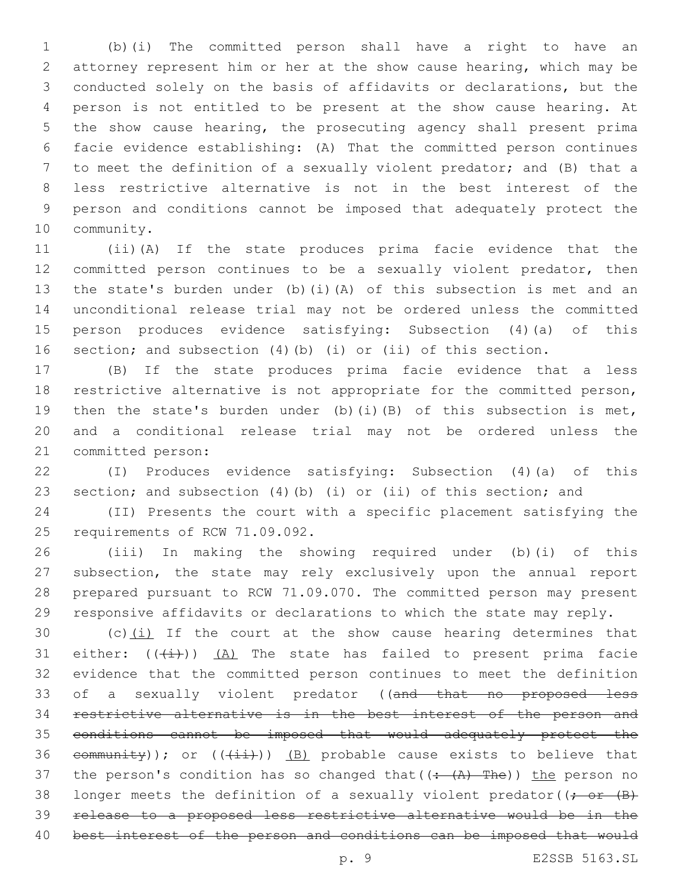(b)(i) The committed person shall have a right to have an attorney represent him or her at the show cause hearing, which may be conducted solely on the basis of affidavits or declarations, but the person is not entitled to be present at the show cause hearing. At the show cause hearing, the prosecuting agency shall present prima facie evidence establishing: (A) That the committed person continues to meet the definition of a sexually violent predator; and (B) that a less restrictive alternative is not in the best interest of the person and conditions cannot be imposed that adequately protect the community.

(ii)(A) If the state produces prima facie evidence that the committed person continues to be a sexually violent predator, then the state's burden under (b)(i)(A) of this subsection is met and an unconditional release trial may not be ordered unless the committed person produces evidence satisfying: Subsection (4)(a) of this section; and subsection (4)(b) (i) or (ii) of this section.

(B) If the state produces prima facie evidence that a less restrictive alternative is not appropriate for the committed person, then the state's burden under (b)(i)(B) of this subsection is met, and a conditional release trial may not be ordered unless the committed person:

(I) Produces evidence satisfying: Subsection (4)(a) of this section; and subsection (4)(b) (i) or (ii) of this section; and

(II) Presents the court with a specific placement satisfying the requirements of RCW 71.09.092.

(iii) In making the showing required under (b)(i) of this subsection, the state may rely exclusively upon the annual report prepared pursuant to RCW 71.09.070. The committed person may present responsive affidavits or declarations to which the state may reply.

(c)(i) If the court at the show cause hearing determines that either: ((~~(i)~~)) (A) The state has failed to present prima facie evidence that the committed person continues to meet the definition of a sexually violent predator ((~~and that no proposed less restrictive alternative is in the best interest of the person and conditions cannot be imposed that would adequately protect the community~~)); or ((~~(ii)~~)) (B) probable cause exists to believe that the person's condition has so changed that((~~: (A) The~~)) the person no longer meets the definition of a sexually violent predator((~~; or (B) release to a proposed less restrictive alternative would be in the best interest of the person and conditions can be imposed that would~~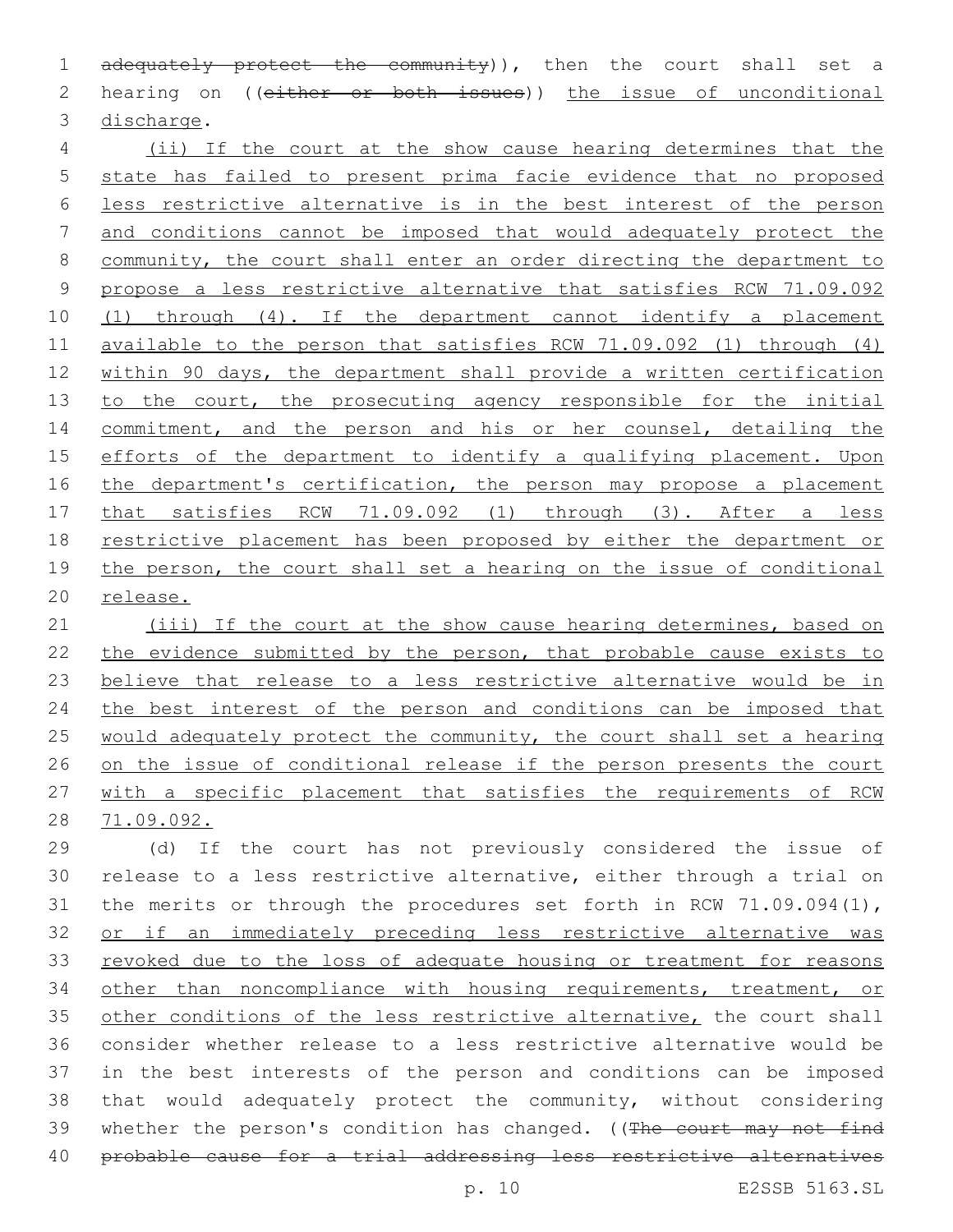adequately protect the community)), then the court shall set a hearing on ((either or both issues)) the issue of unconditional discharge.

(ii) If the court at the show cause hearing determines that the state has failed to present prima facie evidence that no proposed less restrictive alternative is in the best interest of the person and conditions cannot be imposed that would adequately protect the community, the court shall enter an order directing the department to propose a less restrictive alternative that satisfies RCW 71.09.092 (1) through (4). If the department cannot identify a placement available to the person that satisfies RCW 71.09.092 (1) through (4) within 90 days, the department shall provide a written certification to the court, the prosecuting agency responsible for the initial commitment, and the person and his or her counsel, detailing the efforts of the department to identify a qualifying placement. Upon the department's certification, the person may propose a placement that satisfies RCW 71.09.092 (1) through (3). After a less restrictive placement has been proposed by either the department or the person, the court shall set a hearing on the issue of conditional release.

(iii) If the court at the show cause hearing determines, based on the evidence submitted by the person, that probable cause exists to believe that release to a less restrictive alternative would be in the best interest of the person and conditions can be imposed that would adequately protect the community, the court shall set a hearing on the issue of conditional release if the person presents the court with a specific placement that satisfies the requirements of RCW 71.09.092.

(d) If the court has not previously considered the issue of release to a less restrictive alternative, either through a trial on the merits or through the procedures set forth in RCW 71.09.094(1), or if an immediately preceding less restrictive alternative was revoked due to the loss of adequate housing or treatment for reasons other than noncompliance with housing requirements, treatment, or other conditions of the less restrictive alternative, the court shall consider whether release to a less restrictive alternative would be in the best interests of the person and conditions can be imposed that would adequately protect the community, without considering whether the person's condition has changed. ((The court may not find probable cause for a trial addressing less restrictive alternatives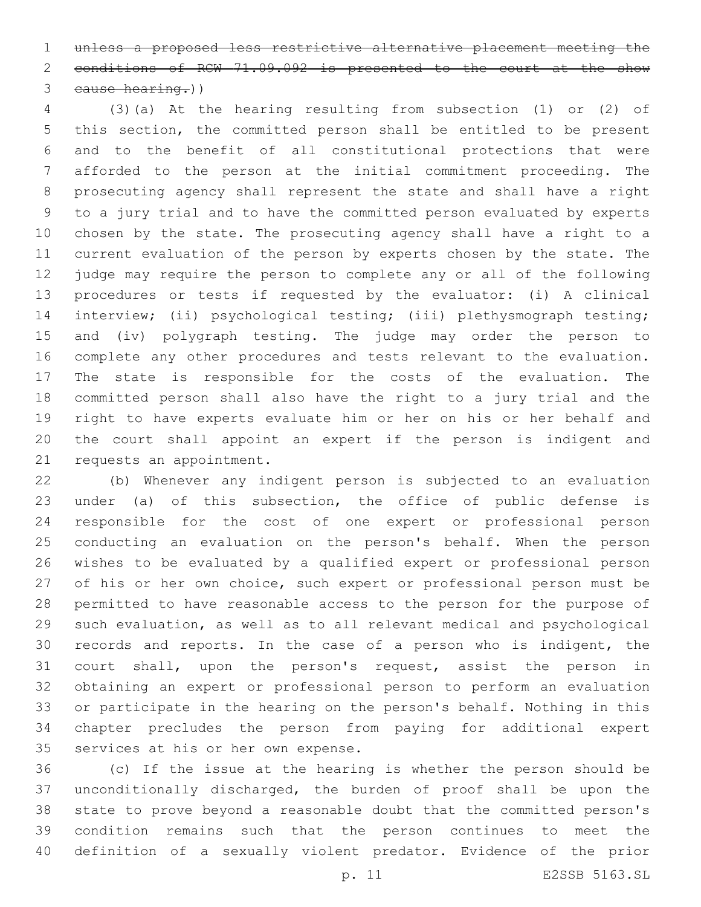~~unless a proposed less restrictive alternative placement meeting the conditions of RCW 71.09.092 is presented to the court at the show cause hearing.~~))

(3)(a) At the hearing resulting from subsection (1) or (2) of this section, the committed person shall be entitled to be present and to the benefit of all constitutional protections that were afforded to the person at the initial commitment proceeding. The prosecuting agency shall represent the state and shall have a right to a jury trial and to have the committed person evaluated by experts chosen by the state. The prosecuting agency shall have a right to a current evaluation of the person by experts chosen by the state. The judge may require the person to complete any or all of the following procedures or tests if requested by the evaluator: (i) A clinical interview; (ii) psychological testing; (iii) plethysmograph testing; and (iv) polygraph testing. The judge may order the person to complete any other procedures and tests relevant to the evaluation. The state is responsible for the costs of the evaluation. The committed person shall also have the right to a jury trial and the right to have experts evaluate him or her on his or her behalf and the court shall appoint an expert if the person is indigent and requests an appointment.

(b) Whenever any indigent person is subjected to an evaluation under (a) of this subsection, the office of public defense is responsible for the cost of one expert or professional person conducting an evaluation on the person's behalf. When the person wishes to be evaluated by a qualified expert or professional person of his or her own choice, such expert or professional person must be permitted to have reasonable access to the person for the purpose of such evaluation, as well as to all relevant medical and psychological records and reports. In the case of a person who is indigent, the court shall, upon the person's request, assist the person in obtaining an expert or professional person to perform an evaluation or participate in the hearing on the person's behalf. Nothing in this chapter precludes the person from paying for additional expert services at his or her own expense.

(c) If the issue at the hearing is whether the person should be unconditionally discharged, the burden of proof shall be upon the state to prove beyond a reasonable doubt that the committed person's condition remains such that the person continues to meet the definition of a sexually violent predator. Evidence of the prior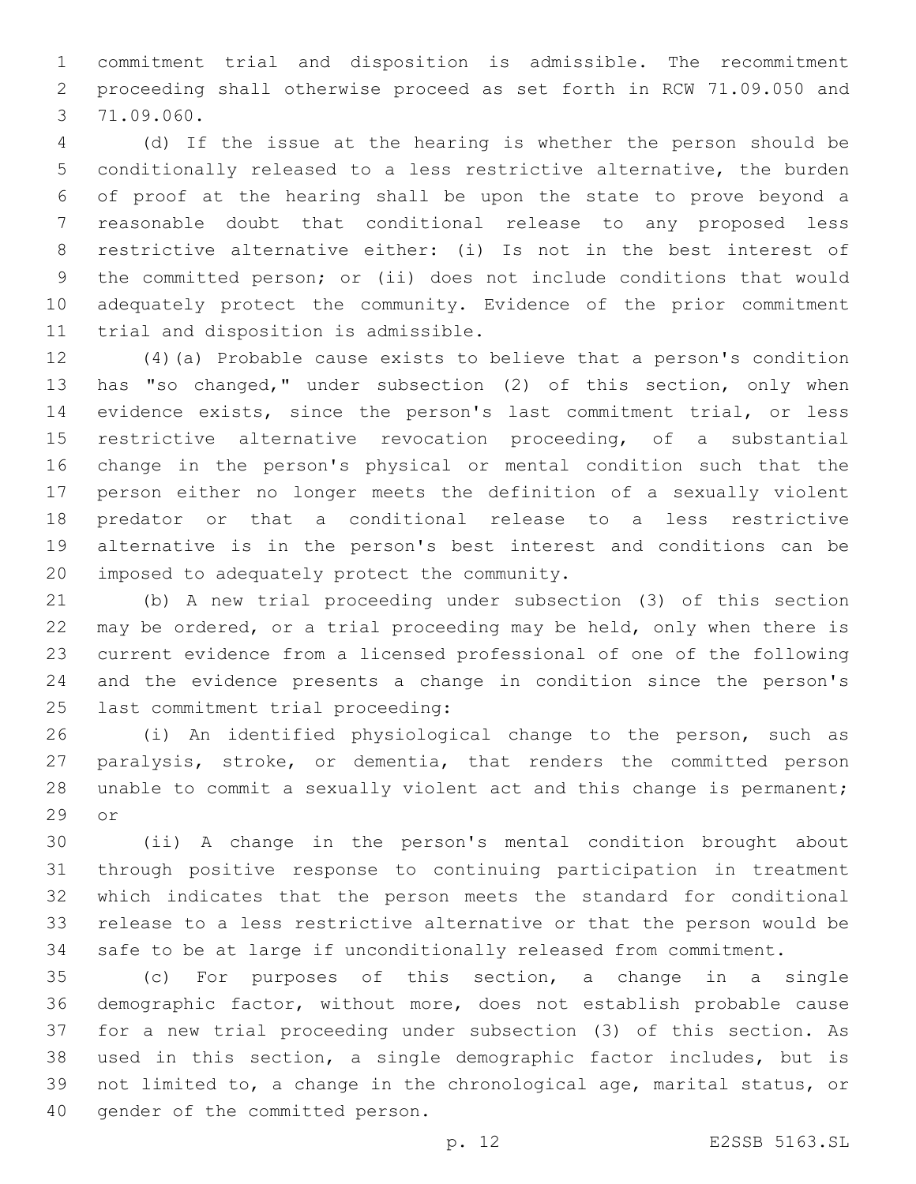commitment trial and disposition is admissible. The recommitment proceeding shall otherwise proceed as set forth in RCW 71.09.050 and 71.09.060.

(d) If the issue at the hearing is whether the person should be conditionally released to a less restrictive alternative, the burden of proof at the hearing shall be upon the state to prove beyond a reasonable doubt that conditional release to any proposed less restrictive alternative either: (i) Is not in the best interest of the committed person; or (ii) does not include conditions that would adequately protect the community. Evidence of the prior commitment trial and disposition is admissible.

(4)(a) Probable cause exists to believe that a person's condition has "so changed," under subsection (2) of this section, only when evidence exists, since the person's last commitment trial, or less restrictive alternative revocation proceeding, of a substantial change in the person's physical or mental condition such that the person either no longer meets the definition of a sexually violent predator or that a conditional release to a less restrictive alternative is in the person's best interest and conditions can be imposed to adequately protect the community.

(b) A new trial proceeding under subsection (3) of this section may be ordered, or a trial proceeding may be held, only when there is current evidence from a licensed professional of one of the following and the evidence presents a change in condition since the person's last commitment trial proceeding:

(i) An identified physiological change to the person, such as paralysis, stroke, or dementia, that renders the committed person unable to commit a sexually violent act and this change is permanent; or

(ii) A change in the person's mental condition brought about through positive response to continuing participation in treatment which indicates that the person meets the standard for conditional release to a less restrictive alternative or that the person would be safe to be at large if unconditionally released from commitment.

(c) For purposes of this section, a change in a single demographic factor, without more, does not establish probable cause for a new trial proceeding under subsection (3) of this section. As used in this section, a single demographic factor includes, but is not limited to, a change in the chronological age, marital status, or gender of the committed person.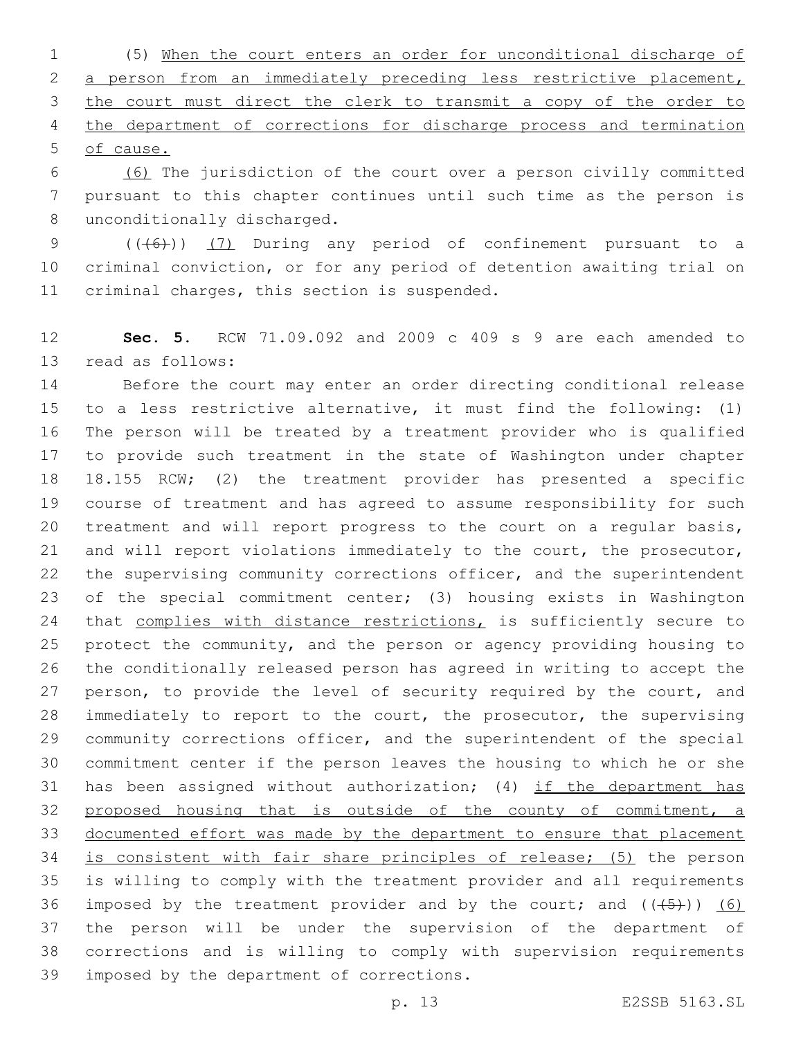(5) When the court enters an order for unconditional discharge of a person from an immediately preceding less restrictive placement, the court must direct the clerk to transmit a copy of the order to the department of corrections for discharge process and termination of cause.

(6) The jurisdiction of the court over a person civilly committed pursuant to this chapter continues until such time as the person is unconditionally discharged.

(((6))) (7) During any period of confinement pursuant to a criminal conviction, or for any period of detention awaiting trial on criminal charges, this section is suspended.

**Sec. 5.** RCW 71.09.092 and 2009 c 409 s 9 are each amended to read as follows:

Before the court may enter an order directing conditional release to a less restrictive alternative, it must find the following: (1) The person will be treated by a treatment provider who is qualified to provide such treatment in the state of Washington under chapter 18.155 RCW; (2) the treatment provider has presented a specific course of treatment and has agreed to assume responsibility for such treatment and will report progress to the court on a regular basis, and will report violations immediately to the court, the prosecutor, the supervising community corrections officer, and the superintendent of the special commitment center; (3) housing exists in Washington that complies with distance restrictions, is sufficiently secure to protect the community, and the person or agency providing housing to the conditionally released person has agreed in writing to accept the person, to provide the level of security required by the court, and immediately to report to the court, the prosecutor, the supervising community corrections officer, and the superintendent of the special commitment center if the person leaves the housing to which he or she has been assigned without authorization; (4) if the department has proposed housing that is outside of the county of commitment, a documented effort was made by the department to ensure that placement is consistent with fair share principles of release; (5) the person is willing to comply with the treatment provider and all requirements imposed by the treatment provider and by the court; and (((5))) (6) the person will be under the supervision of the department of corrections and is willing to comply with supervision requirements imposed by the department of corrections.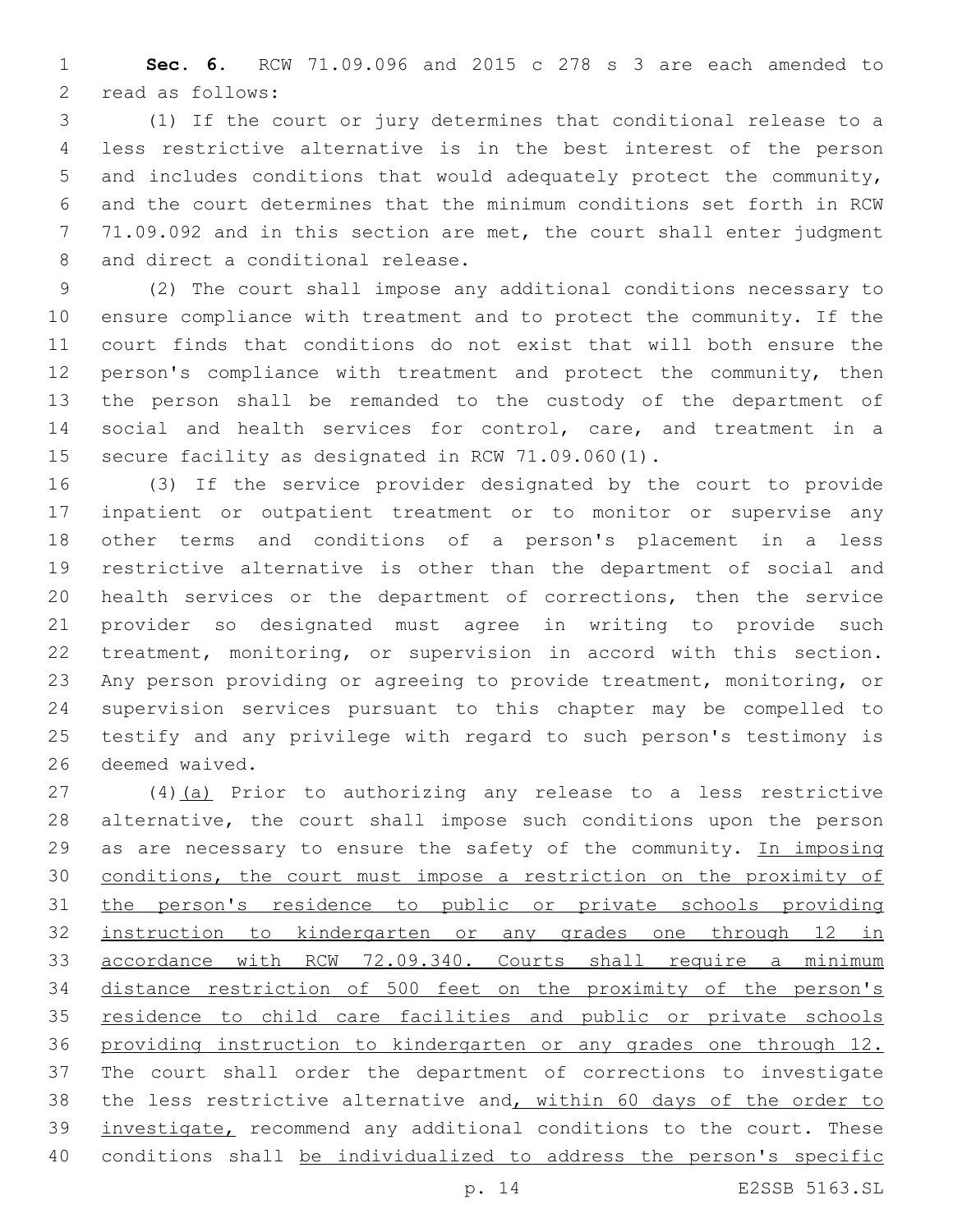**Sec. 6.** RCW 71.09.096 and 2015 c 278 s 3 are each amended to read as follows:

(1) If the court or jury determines that conditional release to a less restrictive alternative is in the best interest of the person and includes conditions that would adequately protect the community, and the court determines that the minimum conditions set forth in RCW 71.09.092 and in this section are met, the court shall enter judgment and direct a conditional release.

(2) The court shall impose any additional conditions necessary to ensure compliance with treatment and to protect the community. If the court finds that conditions do not exist that will both ensure the person's compliance with treatment and protect the community, then the person shall be remanded to the custody of the department of social and health services for control, care, and treatment in a secure facility as designated in RCW 71.09.060(1).

(3) If the service provider designated by the court to provide inpatient or outpatient treatment or to monitor or supervise any other terms and conditions of a person's placement in a less restrictive alternative is other than the department of social and health services or the department of corrections, then the service provider so designated must agree in writing to provide such treatment, monitoring, or supervision in accord with this section. Any person providing or agreeing to provide treatment, monitoring, or supervision services pursuant to this chapter may be compelled to testify and any privilege with regard to such person's testimony is deemed waived.

(4)<u>(a)</u> Prior to authorizing any release to a less restrictive alternative, the court shall impose such conditions upon the person as are necessary to ensure the safety of the community. <u>In imposing conditions, the court must impose a restriction on the proximity of the person's residence to public or private schools providing instruction to kindergarten or any grades one through 12 in accordance with RCW 72.09.340. Courts shall require a minimum distance restriction of 500 feet on the proximity of the person's residence to child care facilities and public or private schools providing instruction to kindergarten or any grades one through 12.</u> The court shall order the department of corrections to investigate the less restrictive alternative and<u>, within 60 days of the order to investigate,</u> recommend any additional conditions to the court. These conditions shall <u>be individualized to address the person's specific</u>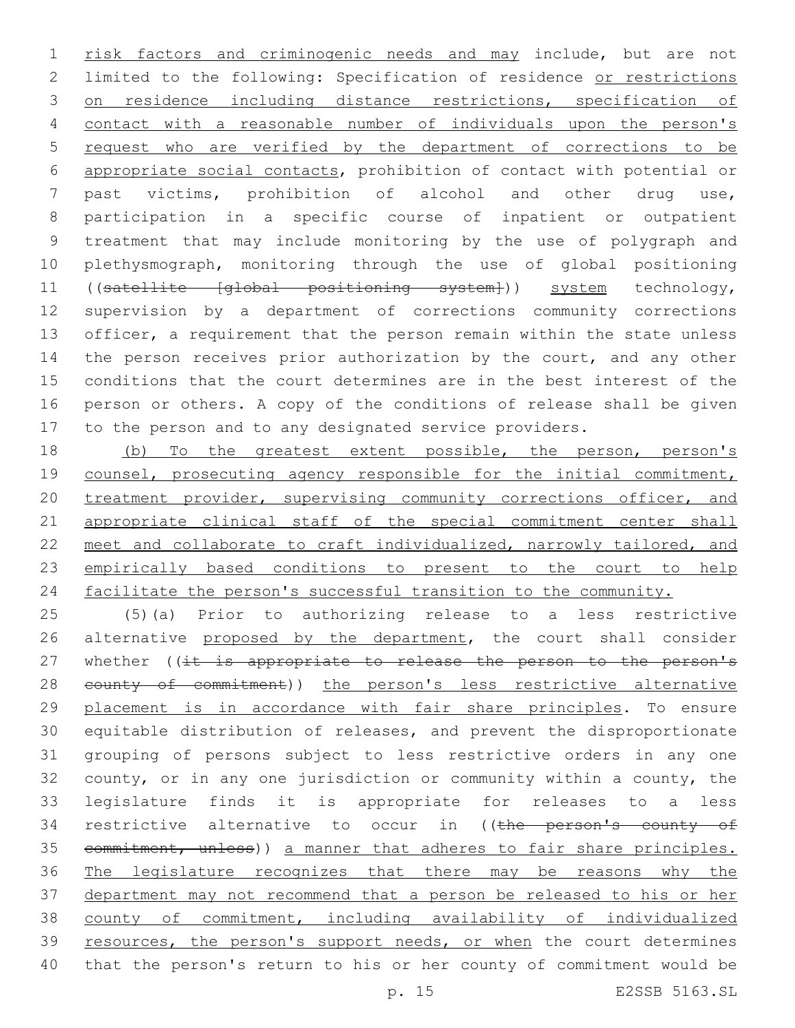risk factors and criminogenic needs and may include, but are not limited to the following: Specification of residence or restrictions on residence including distance restrictions, specification of contact with a reasonable number of individuals upon the person's request who are verified by the department of corrections to be appropriate social contacts, prohibition of contact with potential or past victims, prohibition of alcohol and other drug use, participation in a specific course of inpatient or outpatient treatment that may include monitoring by the use of polygraph and plethysmograph, monitoring through the use of global positioning ((satellite [global positioning system])) system technology, supervision by a department of corrections community corrections officer, a requirement that the person remain within the state unless the person receives prior authorization by the court, and any other conditions that the court determines are in the best interest of the person or others. A copy of the conditions of release shall be given to the person and to any designated service providers.

(b) To the greatest extent possible, the person, person's counsel, prosecuting agency responsible for the initial commitment, treatment provider, supervising community corrections officer, and appropriate clinical staff of the special commitment center shall meet and collaborate to craft individualized, narrowly tailored, and empirically based conditions to present to the court to help facilitate the person's successful transition to the community.

(5)(a) Prior to authorizing release to a less restrictive alternative proposed by the department, the court shall consider whether ((it is appropriate to release the person to the person's county of commitment)) the person's less restrictive alternative placement is in accordance with fair share principles. To ensure equitable distribution of releases, and prevent the disproportionate grouping of persons subject to less restrictive orders in any one county, or in any one jurisdiction or community within a county, the legislature finds it is appropriate for releases to a less restrictive alternative to occur in ((the person's county of commitment, unless)) a manner that adheres to fair share principles. The legislature recognizes that there may be reasons why the department may not recommend that a person be released to his or her county of commitment, including availability of individualized resources, the person's support needs, or when the court determines that the person's return to his or her county of commitment would be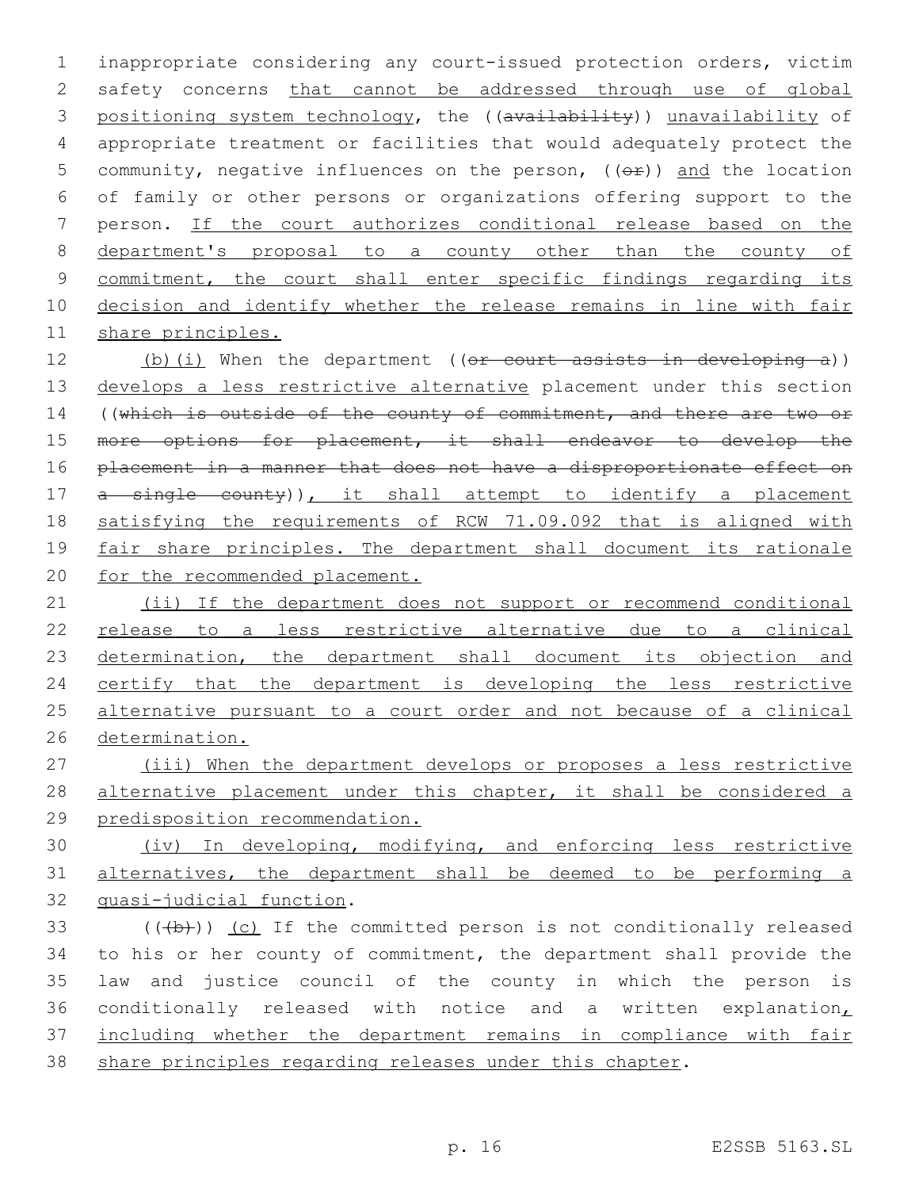inappropriate considering any court-issued protection orders, victim safety concerns <u>that cannot be addressed through use of global positioning system technology</u>, the ((~~availability~~)) <u>unavailability</u> of appropriate treatment or facilities that would adequately protect the community, negative influences on the person, ((~~or~~)) <u>and</u> the location of family or other persons or organizations offering support to the person. <u>If the court authorizes conditional release based on the department's proposal to a county other than the county of commitment, the court shall enter specific findings regarding its decision and identify whether the release remains in line with fair share principles.</u>

<u>(b)(i)</u> When the department ((~~or court assists in developing a~~)) <u>develops a less restrictive alternative</u> placement under this section ((~~which is outside of the county of commitment, and there are two or more options for placement, it shall endeavor to develop the placement in a manner that does not have a disproportionate effect on a single county~~))<u>, it shall attempt to identify a placement satisfying the requirements of RCW 71.09.092 that is aligned with fair share principles. The department shall document its rationale for the recommended placement.</u>

<u>(ii) If the department does not support or recommend conditional release to a less restrictive alternative due to a clinical determination, the department shall document its objection and certify that the department is developing the less restrictive alternative pursuant to a court order and not because of a clinical determination.</u>

<u>(iii) When the department develops or proposes a less restrictive alternative placement under this chapter, it shall be considered a predisposition recommendation.</u>

<u>(iv) In developing, modifying, and enforcing less restrictive alternatives, the department shall be deemed to be performing a quasi-judicial function</u>.

((~~(b)~~)) <u>(c)</u> If the committed person is not conditionally released to his or her county of commitment, the department shall provide the law and justice council of the county in which the person is conditionally released with notice and a written explanation<u>, including whether the department remains in compliance with fair share principles regarding releases under this chapter</u>.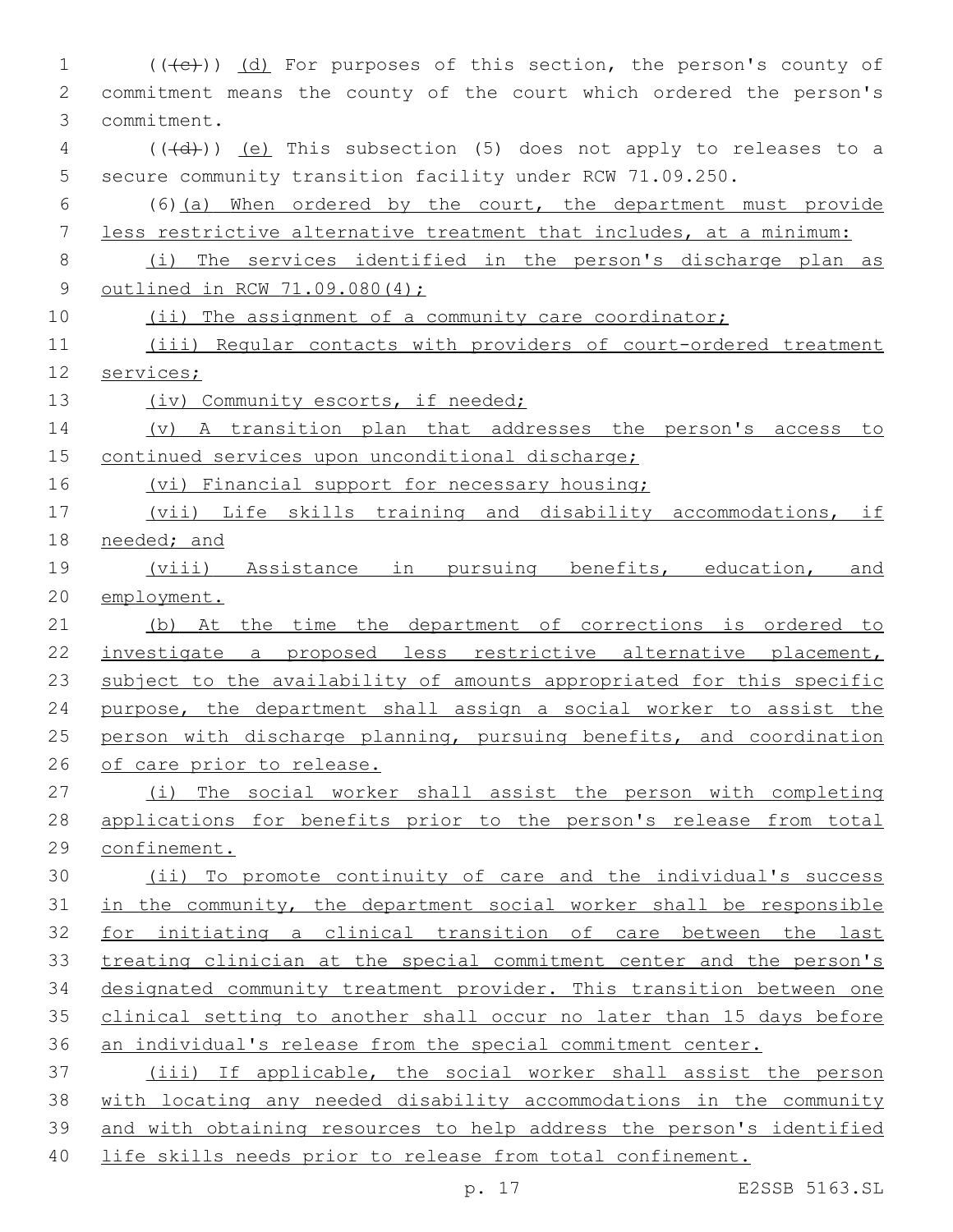((~~(c)~~)) (d) For purposes of this section, the person's county of commitment means the county of the court which ordered the person's commitment.

((~~(d)~~)) (e) This subsection (5) does not apply to releases to a secure community transition facility under RCW 71.09.250.

(6)(a) When ordered by the court, the department must provide less restrictive alternative treatment that includes, at a minimum:

(i) The services identified in the person's discharge plan as outlined in RCW 71.09.080(4);

(ii) The assignment of a community care coordinator;

(iii) Regular contacts with providers of court-ordered treatment services;

(iv) Community escorts, if needed;

(v) A transition plan that addresses the person's access to continued services upon unconditional discharge;

(vi) Financial support for necessary housing;

(vii) Life skills training and disability accommodations, if needed; and

(viii) Assistance in pursuing benefits, education, and employment.

(b) At the time the department of corrections is ordered to investigate a proposed less restrictive alternative placement, subject to the availability of amounts appropriated for this specific purpose, the department shall assign a social worker to assist the person with discharge planning, pursuing benefits, and coordination of care prior to release.

(i) The social worker shall assist the person with completing applications for benefits prior to the person's release from total confinement.

(ii) To promote continuity of care and the individual's success in the community, the department social worker shall be responsible for initiating a clinical transition of care between the last treating clinician at the special commitment center and the person's designated community treatment provider. This transition between one clinical setting to another shall occur no later than 15 days before an individual's release from the special commitment center.

(iii) If applicable, the social worker shall assist the person with locating any needed disability accommodations in the community and with obtaining resources to help address the person's identified life skills needs prior to release from total confinement.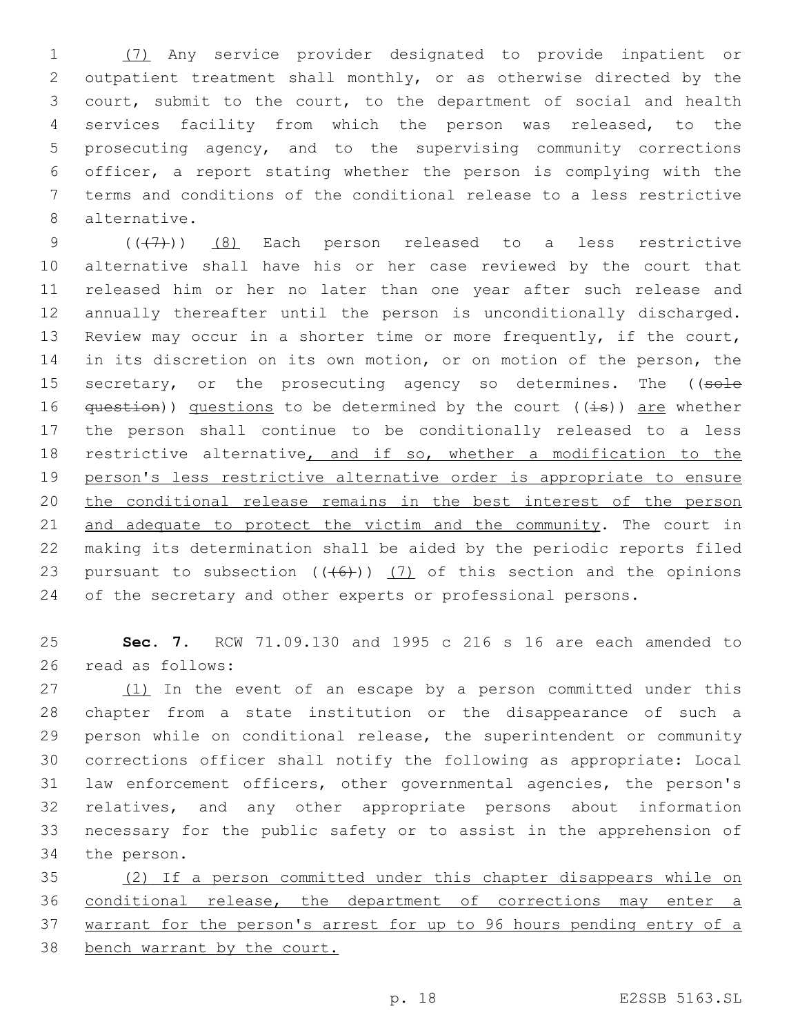(7) Any service provider designated to provide inpatient or outpatient treatment shall monthly, or as otherwise directed by the court, submit to the court, to the department of social and health services facility from which the person was released, to the prosecuting agency, and to the supervising community corrections officer, a report stating whether the person is complying with the terms and conditions of the conditional release to a less restrictive alternative.

(((7))) (8) Each person released to a less restrictive alternative shall have his or her case reviewed by the court that released him or her no later than one year after such release and annually thereafter until the person is unconditionally discharged. Review may occur in a shorter time or more frequently, if the court, in its discretion on its own motion, or on motion of the person, the secretary, or the prosecuting agency so determines. The ((~~sole question~~)) questions to be determined by the court ((~~is~~)) are whether the person shall continue to be conditionally released to a less restrictive alternative, and if so, whether a modification to the person's less restrictive alternative order is appropriate to ensure the conditional release remains in the best interest of the person and adequate to protect the victim and the community. The court in making its determination shall be aided by the periodic reports filed pursuant to subsection (((6))) (7) of this section and the opinions of the secretary and other experts or professional persons.

**Sec. 7.** RCW 71.09.130 and 1995 c 216 s 16 are each amended to read as follows:

(1) In the event of an escape by a person committed under this chapter from a state institution or the disappearance of such a person while on conditional release, the superintendent or community corrections officer shall notify the following as appropriate: Local law enforcement officers, other governmental agencies, the person's relatives, and any other appropriate persons about information necessary for the public safety or to assist in the apprehension of the person.

(2) If a person committed under this chapter disappears while on conditional release, the department of corrections may enter a warrant for the person's arrest for up to 96 hours pending entry of a bench warrant by the court.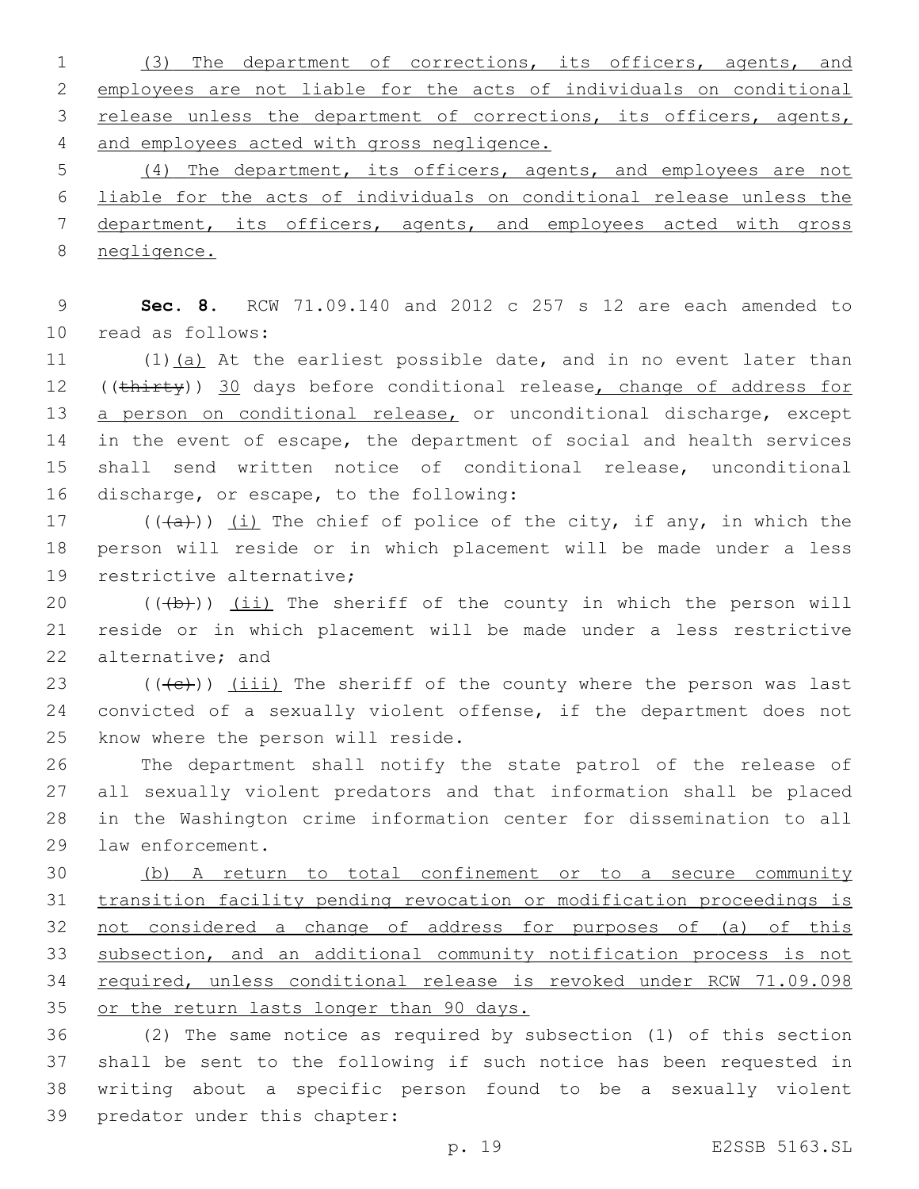(3) The department of corrections, its officers, agents, and employees are not liable for the acts of individuals on conditional release unless the department of corrections, its officers, agents, and employees acted with gross negligence.

(4) The department, its officers, agents, and employees are not liable for the acts of individuals on conditional release unless the department, its officers, agents, and employees acted with gross negligence.

**Sec. 8.** RCW 71.09.140 and 2012 c 257 s 12 are each amended to read as follows:

(1)(a) At the earliest possible date, and in no event later than ((thirty)) 30 days before conditional release, change of address for a person on conditional release, or unconditional discharge, except in the event of escape, the department of social and health services shall send written notice of conditional release, unconditional discharge, or escape, to the following:

(((a))) (i) The chief of police of the city, if any, in which the person will reside or in which placement will be made under a less restrictive alternative;

(((b))) (ii) The sheriff of the county in which the person will reside or in which placement will be made under a less restrictive alternative; and

(((c))) (iii) The sheriff of the county where the person was last convicted of a sexually violent offense, if the department does not know where the person will reside.

The department shall notify the state patrol of the release of all sexually violent predators and that information shall be placed in the Washington crime information center for dissemination to all law enforcement.

(b) A return to total confinement or to a secure community transition facility pending revocation or modification proceedings is not considered a change of address for purposes of (a) of this subsection, and an additional community notification process is not required, unless conditional release is revoked under RCW 71.09.098 or the return lasts longer than 90 days.

(2) The same notice as required by subsection (1) of this section shall be sent to the following if such notice has been requested in writing about a specific person found to be a sexually violent predator under this chapter: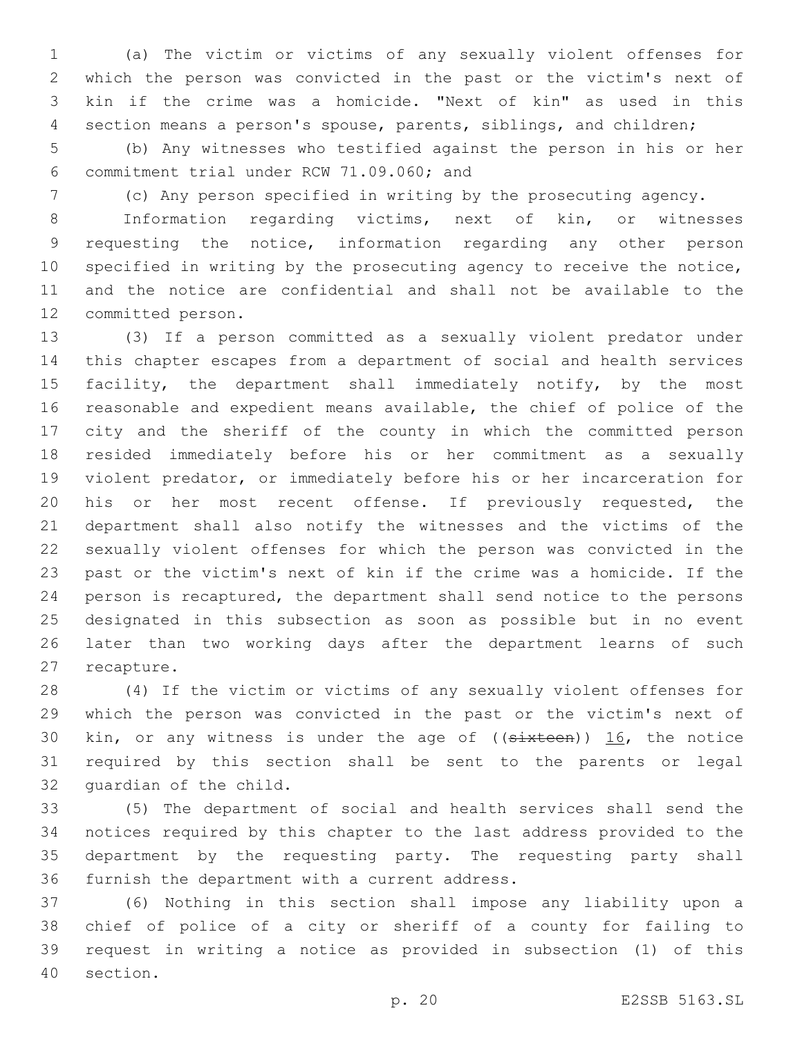(a) The victim or victims of any sexually violent offenses for which the person was convicted in the past or the victim's next of kin if the crime was a homicide. "Next of kin" as used in this section means a person's spouse, parents, siblings, and children;

(b) Any witnesses who testified against the person in his or her commitment trial under RCW 71.09.060; and

(c) Any person specified in writing by the prosecuting agency.

Information regarding victims, next of kin, or witnesses requesting the notice, information regarding any other person specified in writing by the prosecuting agency to receive the notice, and the notice are confidential and shall not be available to the committed person.

(3) If a person committed as a sexually violent predator under this chapter escapes from a department of social and health services facility, the department shall immediately notify, by the most reasonable and expedient means available, the chief of police of the city and the sheriff of the county in which the committed person resided immediately before his or her commitment as a sexually violent predator, or immediately before his or her incarceration for his or her most recent offense. If previously requested, the department shall also notify the witnesses and the victims of the sexually violent offenses for which the person was convicted in the past or the victim's next of kin if the crime was a homicide. If the person is recaptured, the department shall send notice to the persons designated in this subsection as soon as possible but in no event later than two working days after the department learns of such recapture.

(4) If the victim or victims of any sexually violent offenses for which the person was convicted in the past or the victim's next of kin, or any witness is under the age of ((~~sixteen~~)) <u>16</u>, the notice required by this section shall be sent to the parents or legal guardian of the child.

(5) The department of social and health services shall send the notices required by this chapter to the last address provided to the department by the requesting party. The requesting party shall furnish the department with a current address.

(6) Nothing in this section shall impose any liability upon a chief of police of a city or sheriff of a county for failing to request in writing a notice as provided in subsection (1) of this section.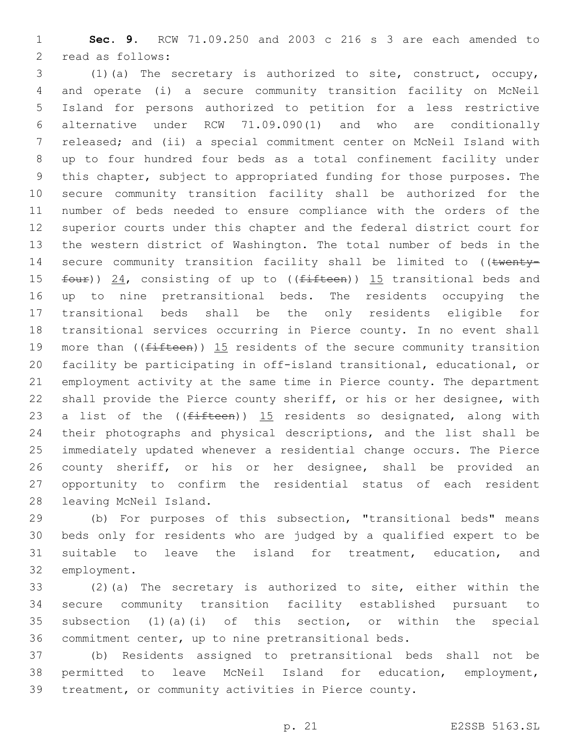**Sec. 9.** RCW 71.09.250 and 2003 c 216 s 3 are each amended to read as follows:

(1)(a) The secretary is authorized to site, construct, occupy, and operate (i) a secure community transition facility on McNeil Island for persons authorized to petition for a less restrictive alternative under RCW 71.09.090(1) and who are conditionally released; and (ii) a special commitment center on McNeil Island with up to four hundred four beds as a total confinement facility under this chapter, subject to appropriated funding for those purposes. The secure community transition facility shall be authorized for the number of beds needed to ensure compliance with the orders of the superior courts under this chapter and the federal district court for the western district of Washington. The total number of beds in the secure community transition facility shall be limited to ((~~twenty-four~~)) 24, consisting of up to ((~~fifteen~~)) 15 transitional beds and up to nine pretransitional beds. The residents occupying the transitional beds shall be the only residents eligible for transitional services occurring in Pierce county. In no event shall more than ((~~fifteen~~)) 15 residents of the secure community transition facility be participating in off-island transitional, educational, or employment activity at the same time in Pierce county. The department shall provide the Pierce county sheriff, or his or her designee, with a list of the ((~~fifteen~~)) 15 residents so designated, along with their photographs and physical descriptions, and the list shall be immediately updated whenever a residential change occurs. The Pierce county sheriff, or his or her designee, shall be provided an opportunity to confirm the residential status of each resident leaving McNeil Island.

(b) For purposes of this subsection, "transitional beds" means beds only for residents who are judged by a qualified expert to be suitable to leave the island for treatment, education, and employment.

(2)(a) The secretary is authorized to site, either within the secure community transition facility established pursuant to subsection (1)(a)(i) of this section, or within the special commitment center, up to nine pretransitional beds.

(b) Residents assigned to pretransitional beds shall not be permitted to leave McNeil Island for education, employment, treatment, or community activities in Pierce county.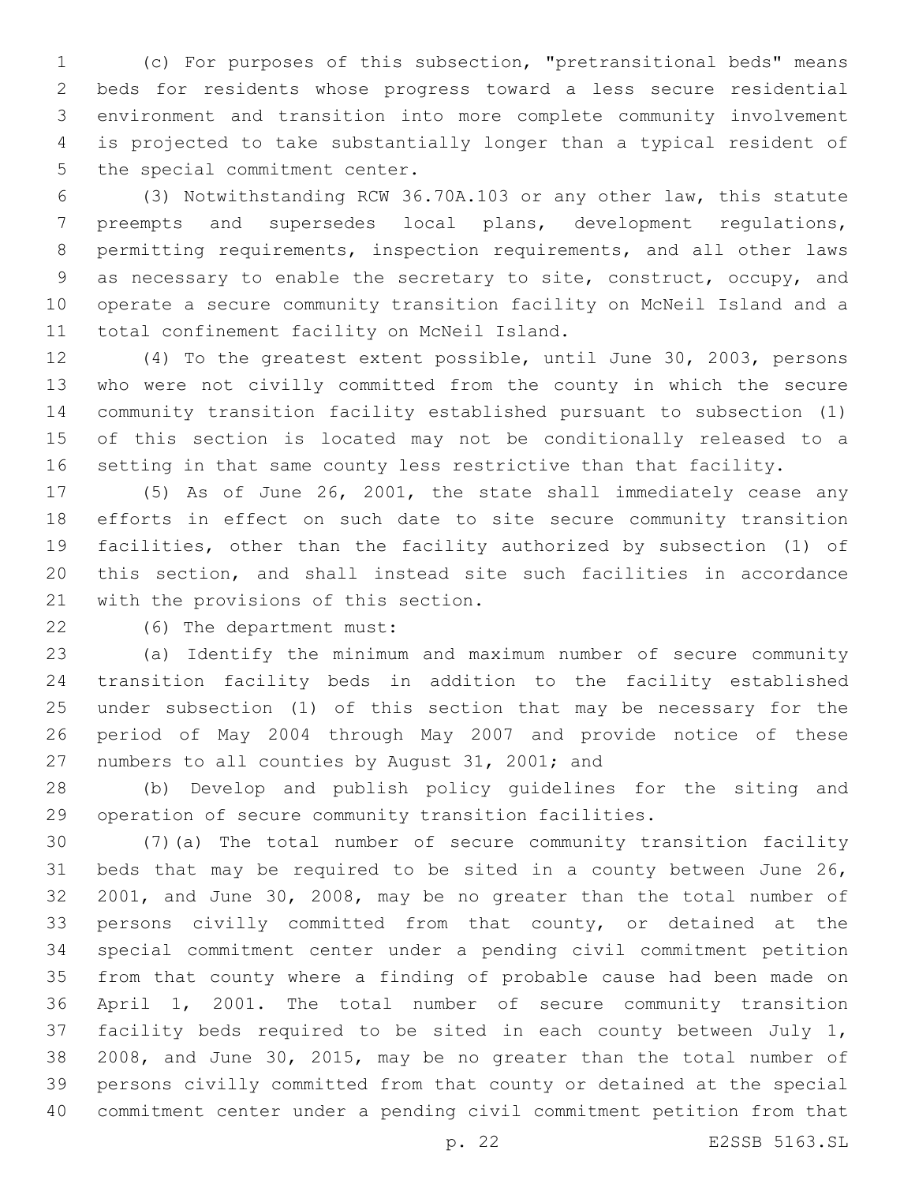(c) For purposes of this subsection, "pretransitional beds" means beds for residents whose progress toward a less secure residential environment and transition into more complete community involvement is projected to take substantially longer than a typical resident of the special commitment center.

(3) Notwithstanding RCW 36.70A.103 or any other law, this statute preempts and supersedes local plans, development regulations, permitting requirements, inspection requirements, and all other laws as necessary to enable the secretary to site, construct, occupy, and operate a secure community transition facility on McNeil Island and a total confinement facility on McNeil Island.

(4) To the greatest extent possible, until June 30, 2003, persons who were not civilly committed from the county in which the secure community transition facility established pursuant to subsection (1) of this section is located may not be conditionally released to a setting in that same county less restrictive than that facility.

(5) As of June 26, 2001, the state shall immediately cease any efforts in effect on such date to site secure community transition facilities, other than the facility authorized by subsection (1) of this section, and shall instead site such facilities in accordance with the provisions of this section.

(6) The department must:

(a) Identify the minimum and maximum number of secure community transition facility beds in addition to the facility established under subsection (1) of this section that may be necessary for the period of May 2004 through May 2007 and provide notice of these numbers to all counties by August 31, 2001; and

(b) Develop and publish policy guidelines for the siting and operation of secure community transition facilities.

(7)(a) The total number of secure community transition facility beds that may be required to be sited in a county between June 26, 2001, and June 30, 2008, may be no greater than the total number of persons civilly committed from that county, or detained at the special commitment center under a pending civil commitment petition from that county where a finding of probable cause had been made on April 1, 2001. The total number of secure community transition facility beds required to be sited in each county between July 1, 2008, and June 30, 2015, may be no greater than the total number of persons civilly committed from that county or detained at the special commitment center under a pending civil commitment petition from that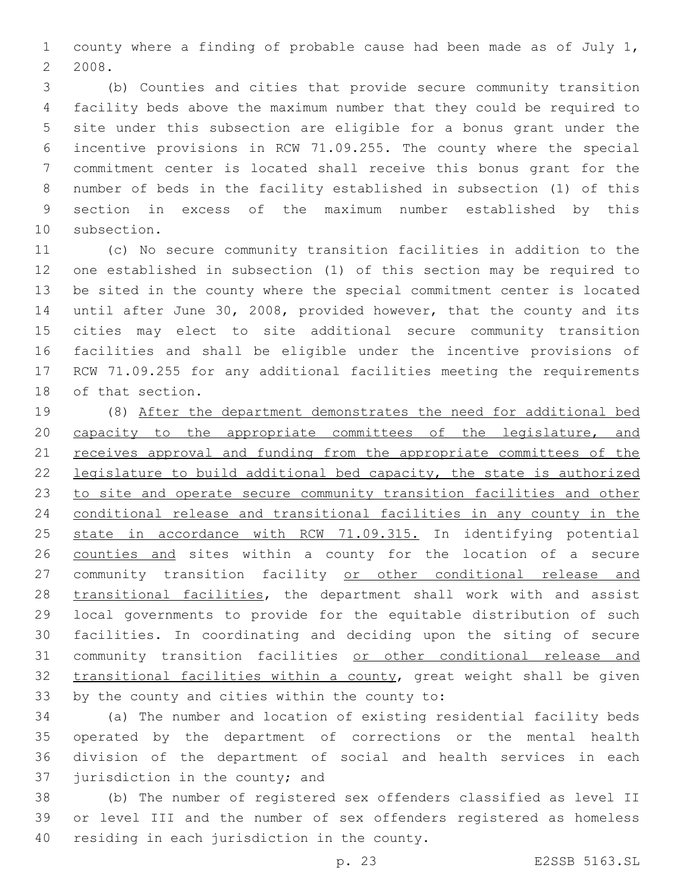county where a finding of probable cause had been made as of July 1, 2008.

(b) Counties and cities that provide secure community transition facility beds above the maximum number that they could be required to site under this subsection are eligible for a bonus grant under the incentive provisions in RCW 71.09.255. The county where the special commitment center is located shall receive this bonus grant for the number of beds in the facility established in subsection (1) of this section in excess of the maximum number established by this subsection.

(c) No secure community transition facilities in addition to the one established in subsection (1) of this section may be required to be sited in the county where the special commitment center is located until after June 30, 2008, provided however, that the county and its cities may elect to site additional secure community transition facilities and shall be eligible under the incentive provisions of RCW 71.09.255 for any additional facilities meeting the requirements of that section.

(8) After the department demonstrates the need for additional bed capacity to the appropriate committees of the legislature, and receives approval and funding from the appropriate committees of the legislature to build additional bed capacity, the state is authorized to site and operate secure community transition facilities and other conditional release and transitional facilities in any county in the state in accordance with RCW 71.09.315. In identifying potential counties and sites within a county for the location of a secure community transition facility or other conditional release and transitional facilities, the department shall work with and assist local governments to provide for the equitable distribution of such facilities. In coordinating and deciding upon the siting of secure community transition facilities or other conditional release and transitional facilities within a county, great weight shall be given by the county and cities within the county to:

(a) The number and location of existing residential facility beds operated by the department of corrections or the mental health division of the department of social and health services in each jurisdiction in the county; and

(b) The number of registered sex offenders classified as level II or level III and the number of sex offenders registered as homeless residing in each jurisdiction in the county.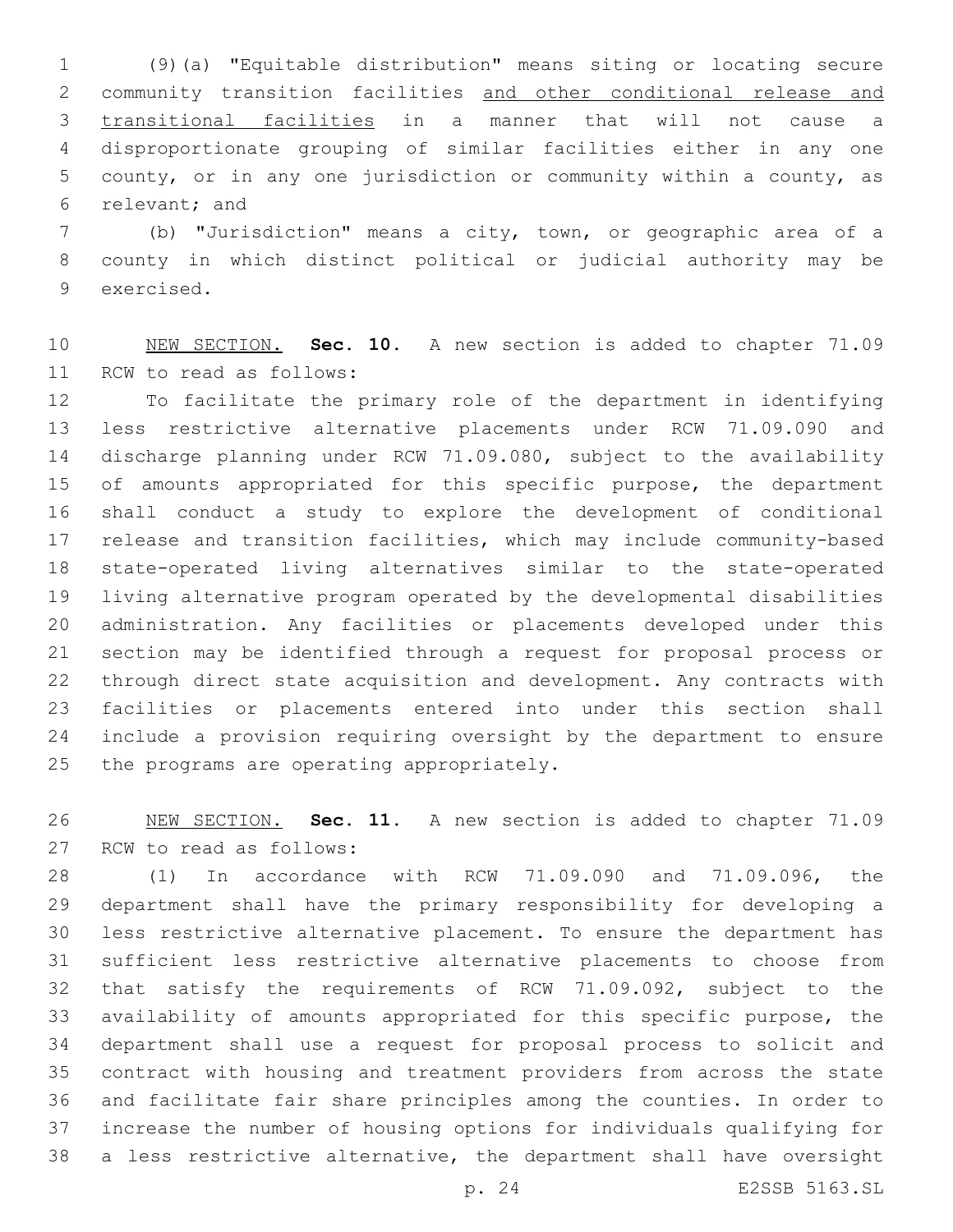(9)(a) "Equitable distribution" means siting or locating secure community transition facilities <u>and other conditional release and transitional facilities</u> in a manner that will not cause a disproportionate grouping of similar facilities either in any one county, or in any one jurisdiction or community within a county, as relevant; and

(b) "Jurisdiction" means a city, town, or geographic area of a county in which distinct political or judicial authority may be exercised.

<u>NEW SECTION.</u> **Sec. 10.** A new section is added to chapter 71.09 RCW to read as follows:

To facilitate the primary role of the department in identifying less restrictive alternative placements under RCW 71.09.090 and discharge planning under RCW 71.09.080, subject to the availability of amounts appropriated for this specific purpose, the department shall conduct a study to explore the development of conditional release and transition facilities, which may include community-based state-operated living alternatives similar to the state-operated living alternative program operated by the developmental disabilities administration. Any facilities or placements developed under this section may be identified through a request for proposal process or through direct state acquisition and development. Any contracts with facilities or placements entered into under this section shall include a provision requiring oversight by the department to ensure the programs are operating appropriately.

<u>NEW SECTION.</u> **Sec. 11.** A new section is added to chapter 71.09 RCW to read as follows:

(1) In accordance with RCW 71.09.090 and 71.09.096, the department shall have the primary responsibility for developing a less restrictive alternative placement. To ensure the department has sufficient less restrictive alternative placements to choose from that satisfy the requirements of RCW 71.09.092, subject to the availability of amounts appropriated for this specific purpose, the department shall use a request for proposal process to solicit and contract with housing and treatment providers from across the state and facilitate fair share principles among the counties. In order to increase the number of housing options for individuals qualifying for a less restrictive alternative, the department shall have oversight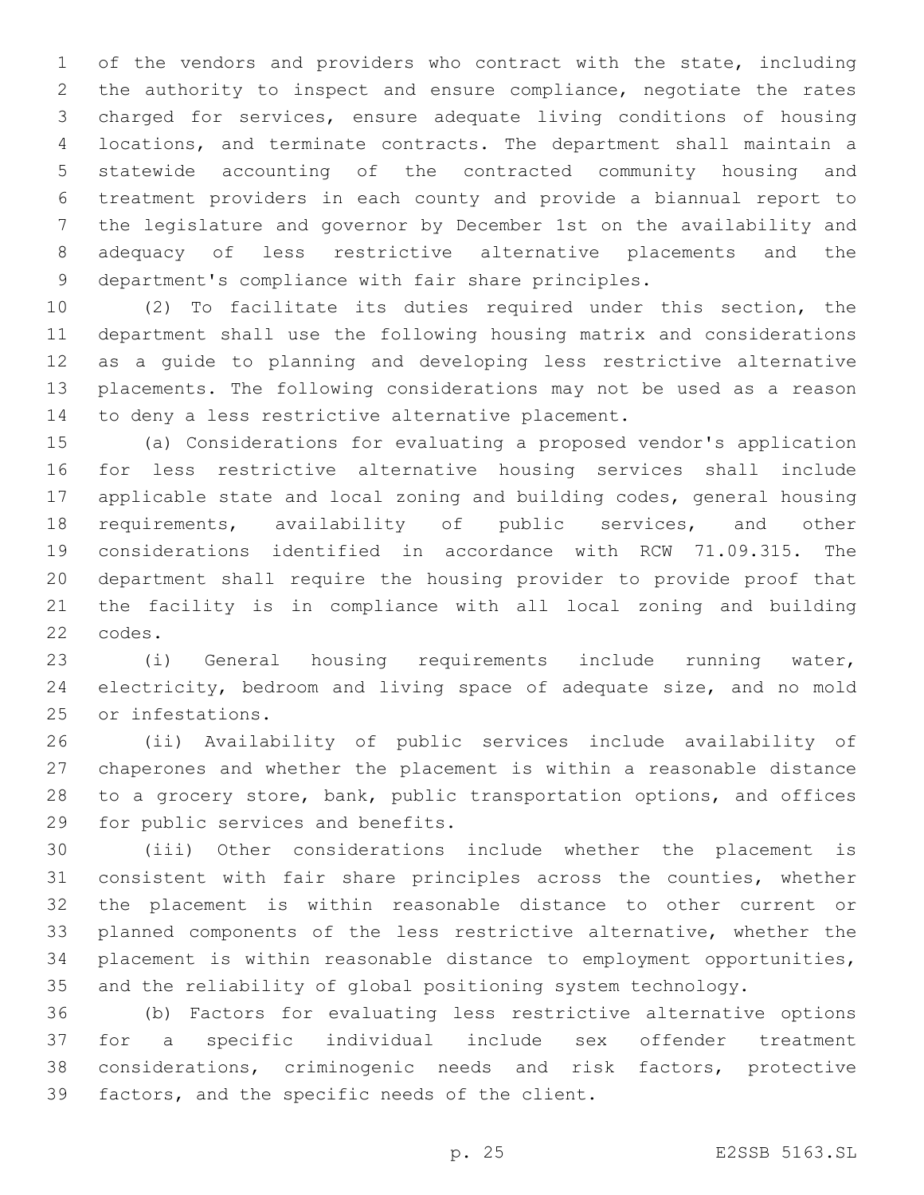of the vendors and providers who contract with the state, including the authority to inspect and ensure compliance, negotiate the rates charged for services, ensure adequate living conditions of housing locations, and terminate contracts. The department shall maintain a statewide accounting of the contracted community housing and treatment providers in each county and provide a biannual report to the legislature and governor by December 1st on the availability and adequacy of less restrictive alternative placements and the department's compliance with fair share principles.

(2) To facilitate its duties required under this section, the department shall use the following housing matrix and considerations as a guide to planning and developing less restrictive alternative placements. The following considerations may not be used as a reason to deny a less restrictive alternative placement.

(a) Considerations for evaluating a proposed vendor's application for less restrictive alternative housing services shall include applicable state and local zoning and building codes, general housing requirements, availability of public services, and other considerations identified in accordance with RCW 71.09.315. The department shall require the housing provider to provide proof that the facility is in compliance with all local zoning and building codes.

(i) General housing requirements include running water, electricity, bedroom and living space of adequate size, and no mold or infestations.

(ii) Availability of public services include availability of chaperones and whether the placement is within a reasonable distance to a grocery store, bank, public transportation options, and offices for public services and benefits.

(iii) Other considerations include whether the placement is consistent with fair share principles across the counties, whether the placement is within reasonable distance to other current or planned components of the less restrictive alternative, whether the placement is within reasonable distance to employment opportunities, and the reliability of global positioning system technology.

(b) Factors for evaluating less restrictive alternative options for a specific individual include sex offender treatment considerations, criminogenic needs and risk factors, protective factors, and the specific needs of the client.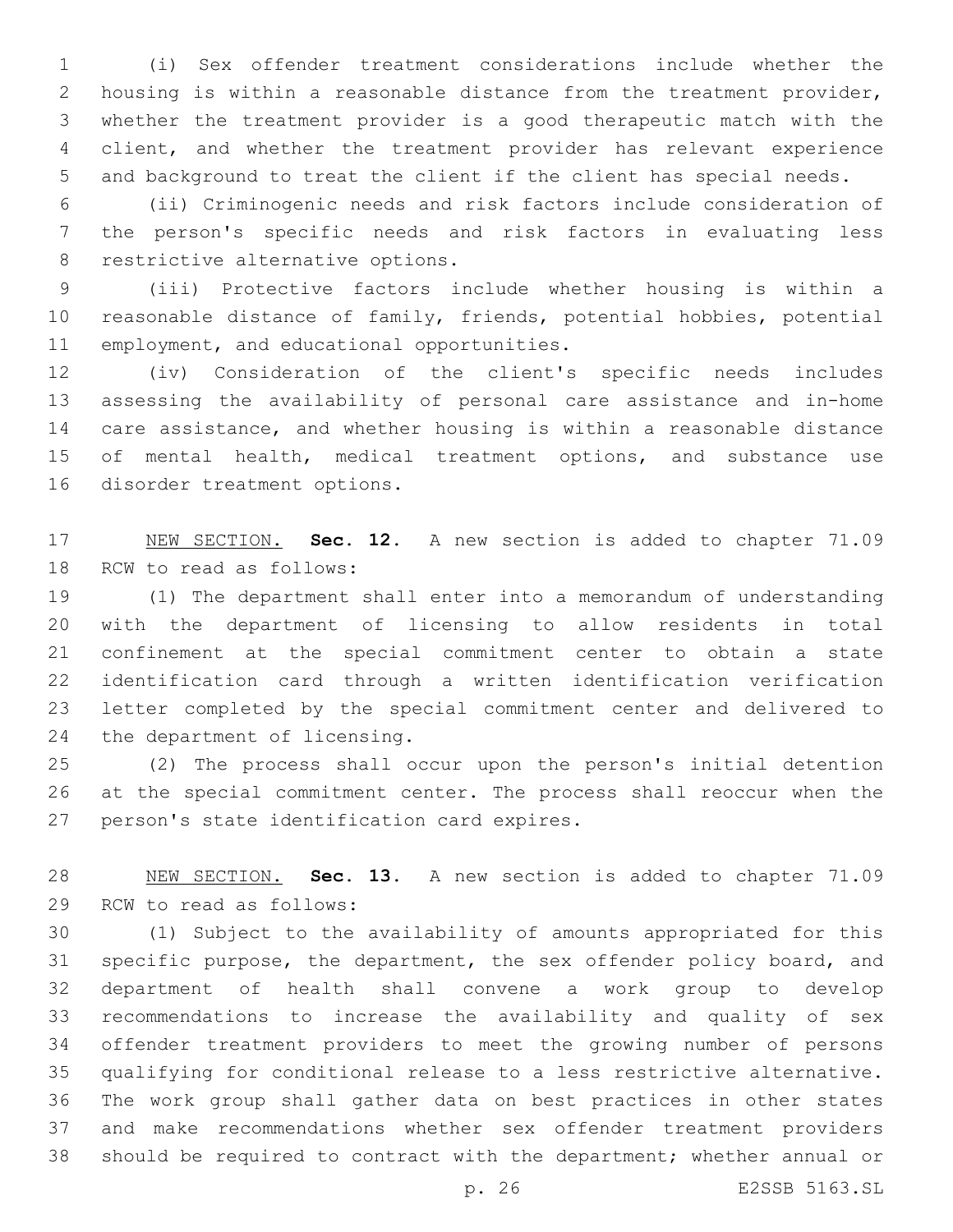(i) Sex offender treatment considerations include whether the housing is within a reasonable distance from the treatment provider, whether the treatment provider is a good therapeutic match with the client, and whether the treatment provider has relevant experience and background to treat the client if the client has special needs.

(ii) Criminogenic needs and risk factors include consideration of the person's specific needs and risk factors in evaluating less restrictive alternative options.

(iii) Protective factors include whether housing is within a reasonable distance of family, friends, potential hobbies, potential employment, and educational opportunities.

(iv) Consideration of the client's specific needs includes assessing the availability of personal care assistance and in-home care assistance, and whether housing is within a reasonable distance of mental health, medical treatment options, and substance use disorder treatment options.

NEW SECTION. **Sec. 12.** A new section is added to chapter 71.09 RCW to read as follows:

(1) The department shall enter into a memorandum of understanding with the department of licensing to allow residents in total confinement at the special commitment center to obtain a state identification card through a written identification verification letter completed by the special commitment center and delivered to the department of licensing.

(2) The process shall occur upon the person's initial detention at the special commitment center. The process shall reoccur when the person's state identification card expires.

NEW SECTION. **Sec. 13.** A new section is added to chapter 71.09 RCW to read as follows:

(1) Subject to the availability of amounts appropriated for this specific purpose, the department, the sex offender policy board, and department of health shall convene a work group to develop recommendations to increase the availability and quality of sex offender treatment providers to meet the growing number of persons qualifying for conditional release to a less restrictive alternative. The work group shall gather data on best practices in other states and make recommendations whether sex offender treatment providers should be required to contract with the department; whether annual or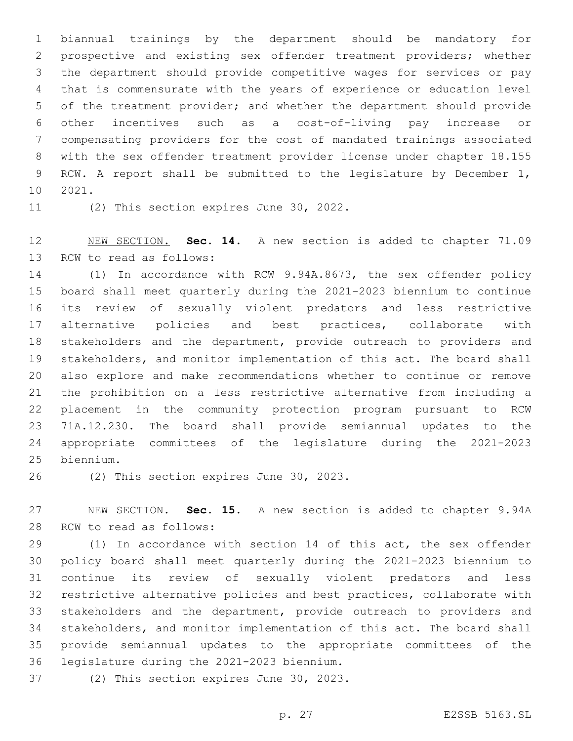biannual trainings by the department should be mandatory for prospective and existing sex offender treatment providers; whether the department should provide competitive wages for services or pay that is commensurate with the years of experience or education level of the treatment provider; and whether the department should provide other incentives such as a cost-of-living pay increase or compensating providers for the cost of mandated trainings associated with the sex offender treatment provider license under chapter 18.155 RCW. A report shall be submitted to the legislature by December 1, 2021.

(2) This section expires June 30, 2022.

NEW SECTION. **Sec. 14.** A new section is added to chapter 71.09 RCW to read as follows:

(1) In accordance with RCW 9.94A.8673, the sex offender policy board shall meet quarterly during the 2021-2023 biennium to continue its review of sexually violent predators and less restrictive alternative policies and best practices, collaborate with stakeholders and the department, provide outreach to providers and stakeholders, and monitor implementation of this act. The board shall also explore and make recommendations whether to continue or remove the prohibition on a less restrictive alternative from including a placement in the community protection program pursuant to RCW 71A.12.230. The board shall provide semiannual updates to the appropriate committees of the legislature during the 2021-2023 biennium.

(2) This section expires June 30, 2023.

NEW SECTION. **Sec. 15.** A new section is added to chapter 9.94A RCW to read as follows:

(1) In accordance with section 14 of this act, the sex offender policy board shall meet quarterly during the 2021-2023 biennium to continue its review of sexually violent predators and less restrictive alternative policies and best practices, collaborate with stakeholders and the department, provide outreach to providers and stakeholders, and monitor implementation of this act. The board shall provide semiannual updates to the appropriate committees of the legislature during the 2021-2023 biennium.

(2) This section expires June 30, 2023.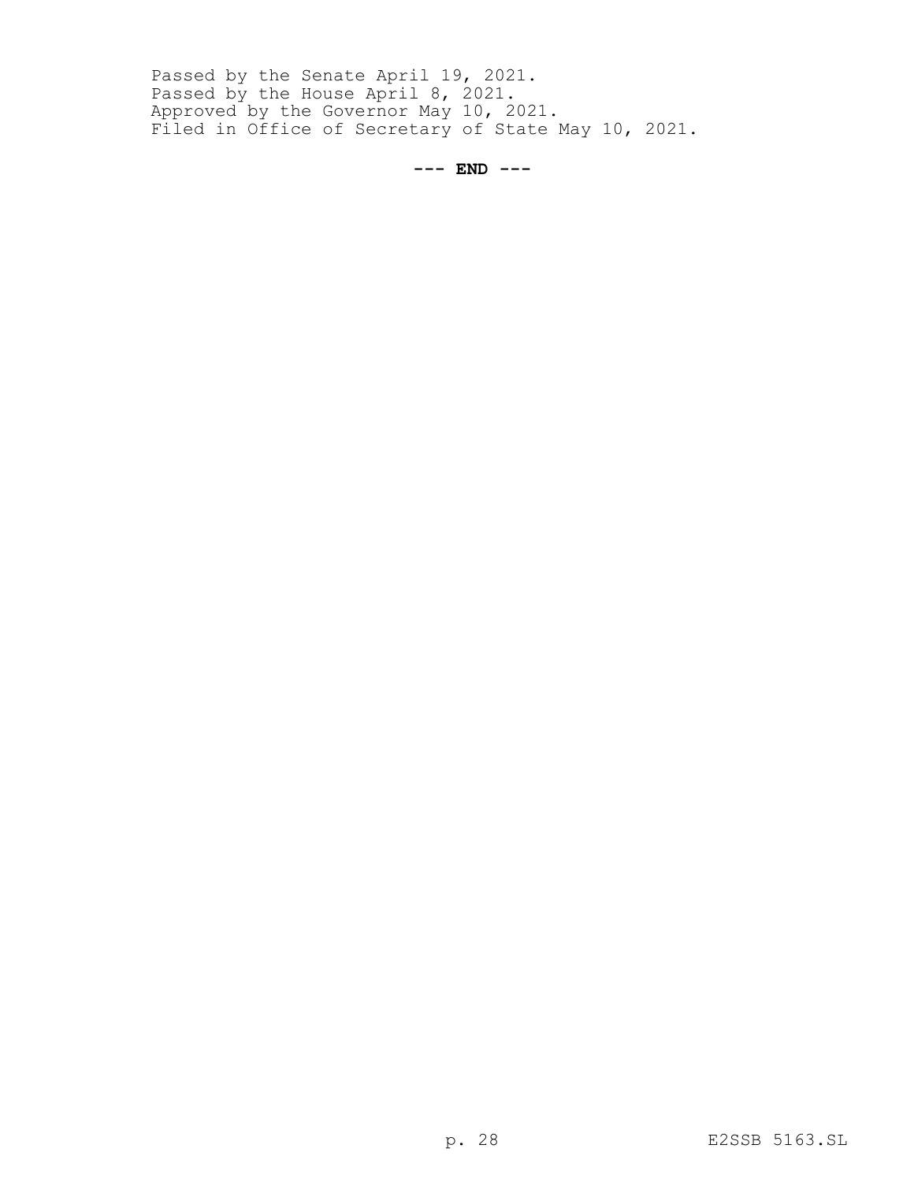Passed by the Senate April 19, 2021.
Passed by the House April 8, 2021.
Approved by the Governor May 10, 2021.
Filed in Office of Secretary of State May 10, 2021.

**--- END ---**